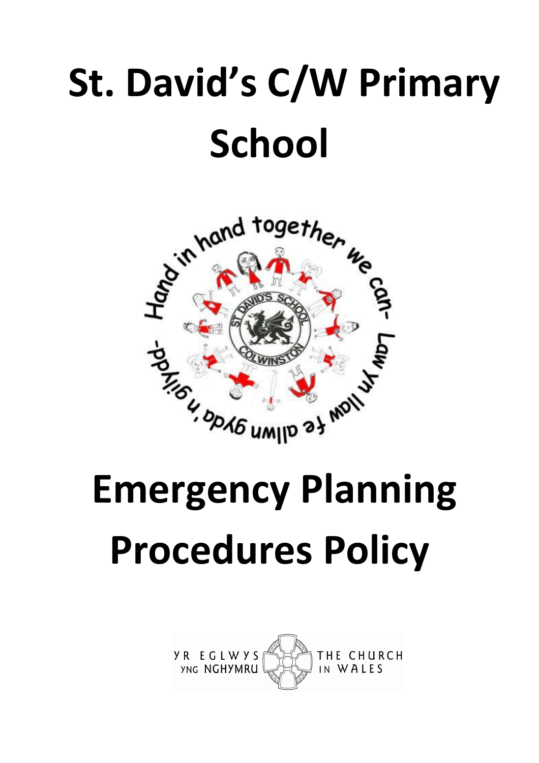# St. David's C/W Primary School

# Emergency Planning Procedures Policy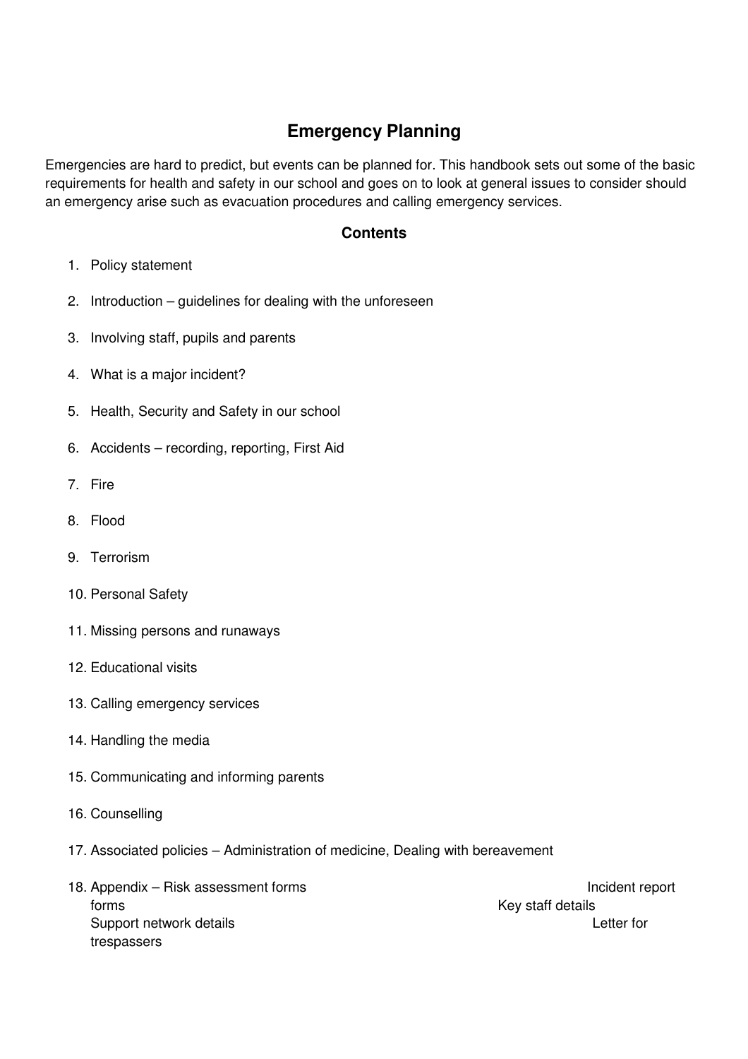# Emergency Planning

Emergencies are hard to predict, but events can be planned for. This handbook sets out some of the basic requirements for health and safety in our school and goes on to look at general issues to consider should an emergency arise such as evacuation procedures and calling emergency services.

## Contents

1. Policy statement
2. Introduction – guidelines for dealing with the unforeseen
3. Involving staff, pupils and parents
4. What is a major incident?
5. Health, Security and Safety in our school
6. Accidents – recording, reporting, First Aid
7. Fire
8. Flood
9. Terrorism
10. Personal Safety
11. Missing persons and runaways
12. Educational visits
13. Calling emergency services
14. Handling the media
15. Communicating and informing parents
16. Counselling
17. Associated policies – Administration of medicine, Dealing with bereavement
18. Appendix – Risk assessment forms Incident report forms Key staff details Support network details Letter for trespassers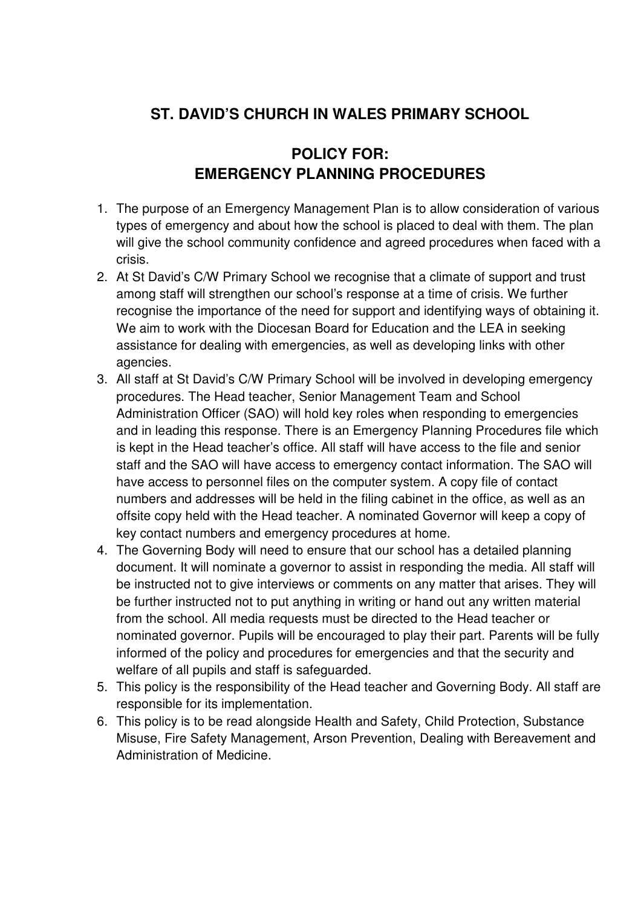# ST. DAVID'S CHURCH IN WALES PRIMARY SCHOOL

## POLICY FOR:
## EMERGENCY PLANNING PROCEDURES

1. The purpose of an Emergency Management Plan is to allow consideration of various types of emergency and about how the school is placed to deal with them. The plan will give the school community confidence and agreed procedures when faced with a crisis.
2. At St David's C/W Primary School we recognise that a climate of support and trust among staff will strengthen our school's response at a time of crisis. We further recognise the importance of the need for support and identifying ways of obtaining it. We aim to work with the Diocesan Board for Education and the LEA in seeking assistance for dealing with emergencies, as well as developing links with other agencies.
3. All staff at St David's C/W Primary School will be involved in developing emergency procedures. The Head teacher, Senior Management Team and School Administration Officer (SAO) will hold key roles when responding to emergencies and in leading this response. There is an Emergency Planning Procedures file which is kept in the Head teacher's office. All staff will have access to the file and senior staff and the SAO will have access to emergency contact information. The SAO will have access to personnel files on the computer system. A copy file of contact numbers and addresses will be held in the filing cabinet in the office, as well as an offsite copy held with the Head teacher. A nominated Governor will keep a copy of key contact numbers and emergency procedures at home.
4. The Governing Body will need to ensure that our school has a detailed planning document. It will nominate a governor to assist in responding the media. All staff will be instructed not to give interviews or comments on any matter that arises. They will be further instructed not to put anything in writing or hand out any written material from the school. All media requests must be directed to the Head teacher or nominated governor. Pupils will be encouraged to play their part. Parents will be fully informed of the policy and procedures for emergencies and that the security and welfare of all pupils and staff is safeguarded.
5. This policy is the responsibility of the Head teacher and Governing Body. All staff are responsible for its implementation.
6. This policy is to be read alongside Health and Safety, Child Protection, Substance Misuse, Fire Safety Management, Arson Prevention, Dealing with Bereavement and Administration of Medicine.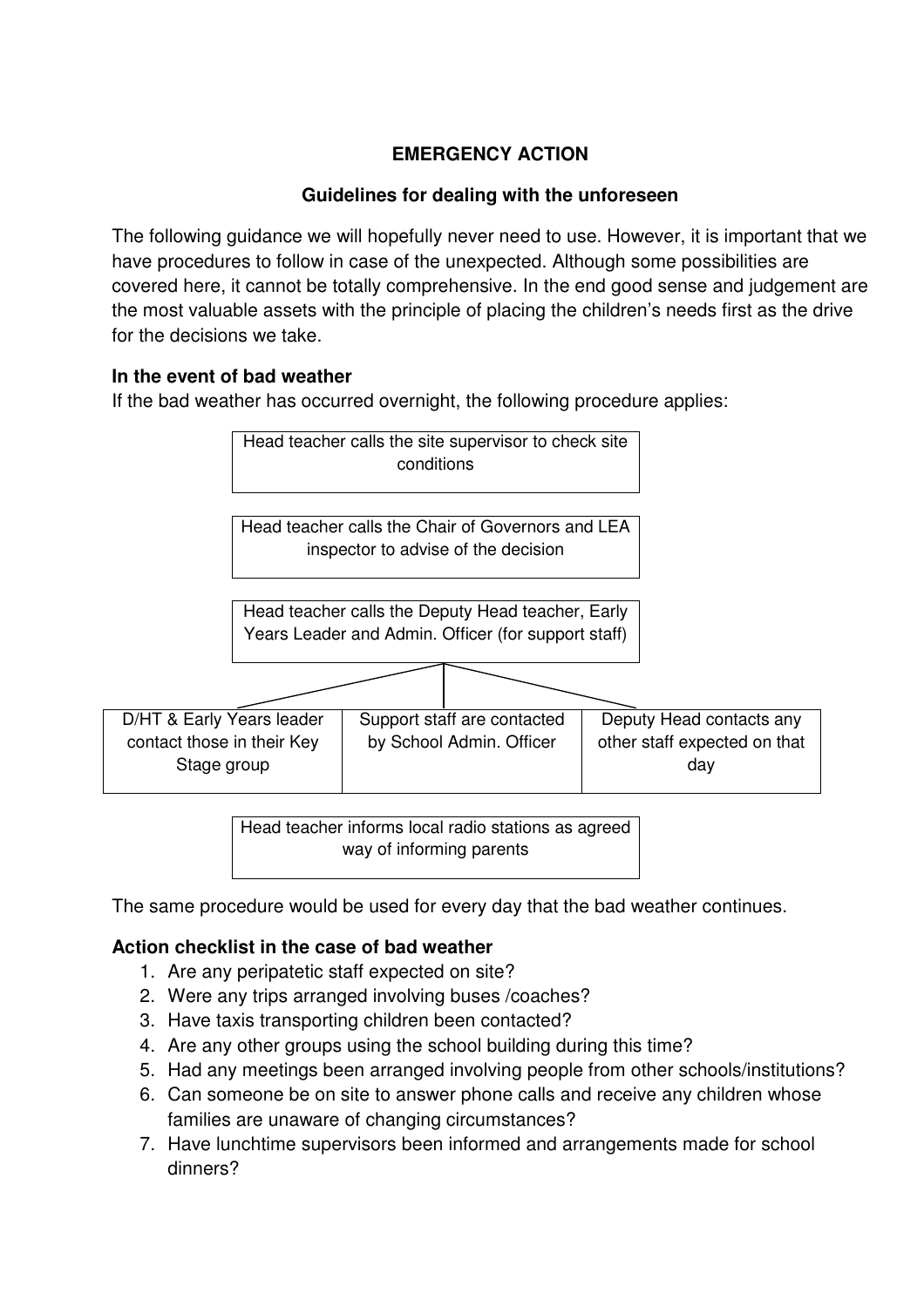**EMERGENCY ACTION**

**Guidelines for dealing with the unforeseen**

The following guidance we will hopefully never need to use. However, it is important that we have procedures to follow in case of the unexpected. Although some possibilities are covered here, it cannot be totally comprehensive. In the end good sense and judgement are the most valuable assets with the principle of placing the children's needs first as the drive for the decisions we take.

**In the event of bad weather**

If the bad weather has occurred overnight, the following procedure applies:

Head teacher calls the site supervisor to check site conditions

Head teacher calls the Chair of Governors and LEA inspector to advise of the decision

Head teacher calls the Deputy Head teacher, Early Years Leader and Admin. Officer (for support staff)

| D/HT & Early Years leader contact those in their Key Stage group | Support staff are contacted by School Admin. Officer | Deputy Head contacts any other staff expected on that day |
|---|---|---|

Head teacher informs local radio stations as agreed way of informing parents

The same procedure would be used for every day that the bad weather continues.

**Action checklist in the case of bad weather**

1. Are any peripatetic staff expected on site?
2. Were any trips arranged involving buses /coaches?
3. Have taxis transporting children been contacted?
4. Are any other groups using the school building during this time?
5. Had any meetings been arranged involving people from other schools/institutions?
6. Can someone be on site to answer phone calls and receive any children whose families are unaware of changing circumstances?
7. Have lunchtime supervisors been informed and arrangements made for school dinners?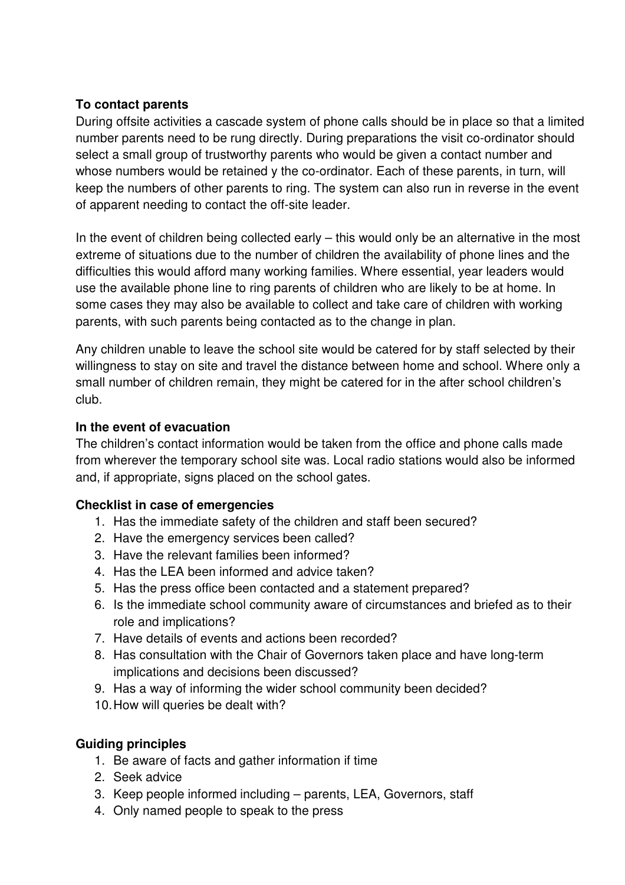**To contact parents**

During offsite activities a cascade system of phone calls should be in place so that a limited number parents need to be rung directly. During preparations the visit co-ordinator should select a small group of trustworthy parents who would be given a contact number and whose numbers would be retained y the co-ordinator. Each of these parents, in turn, will keep the numbers of other parents to ring. The system can also run in reverse in the event of apparent needing to contact the off-site leader.

In the event of children being collected early – this would only be an alternative in the most extreme of situations due to the number of children the availability of phone lines and the difficulties this would afford many working families. Where essential, year leaders would use the available phone line to ring parents of children who are likely to be at home. In some cases they may also be available to collect and take care of children with working parents, with such parents being contacted as to the change in plan.

Any children unable to leave the school site would be catered for by staff selected by their willingness to stay on site and travel the distance between home and school. Where only a small number of children remain, they might be catered for in the after school children's club.

**In the event of evacuation**

The children's contact information would be taken from the office and phone calls made from wherever the temporary school site was. Local radio stations would also be informed and, if appropriate, signs placed on the school gates.

**Checklist in case of emergencies**

1. Has the immediate safety of the children and staff been secured?
2. Have the emergency services been called?
3. Have the relevant families been informed?
4. Has the LEA been informed and advice taken?
5. Has the press office been contacted and a statement prepared?
6. Is the immediate school community aware of circumstances and briefed as to their role and implications?
7. Have details of events and actions been recorded?
8. Has consultation with the Chair of Governors taken place and have long-term implications and decisions been discussed?
9. Has a way of informing the wider school community been decided?
10. How will queries be dealt with?

**Guiding principles**

1. Be aware of facts and gather information if time
2. Seek advice
3. Keep people informed including – parents, LEA, Governors, staff
4. Only named people to speak to the press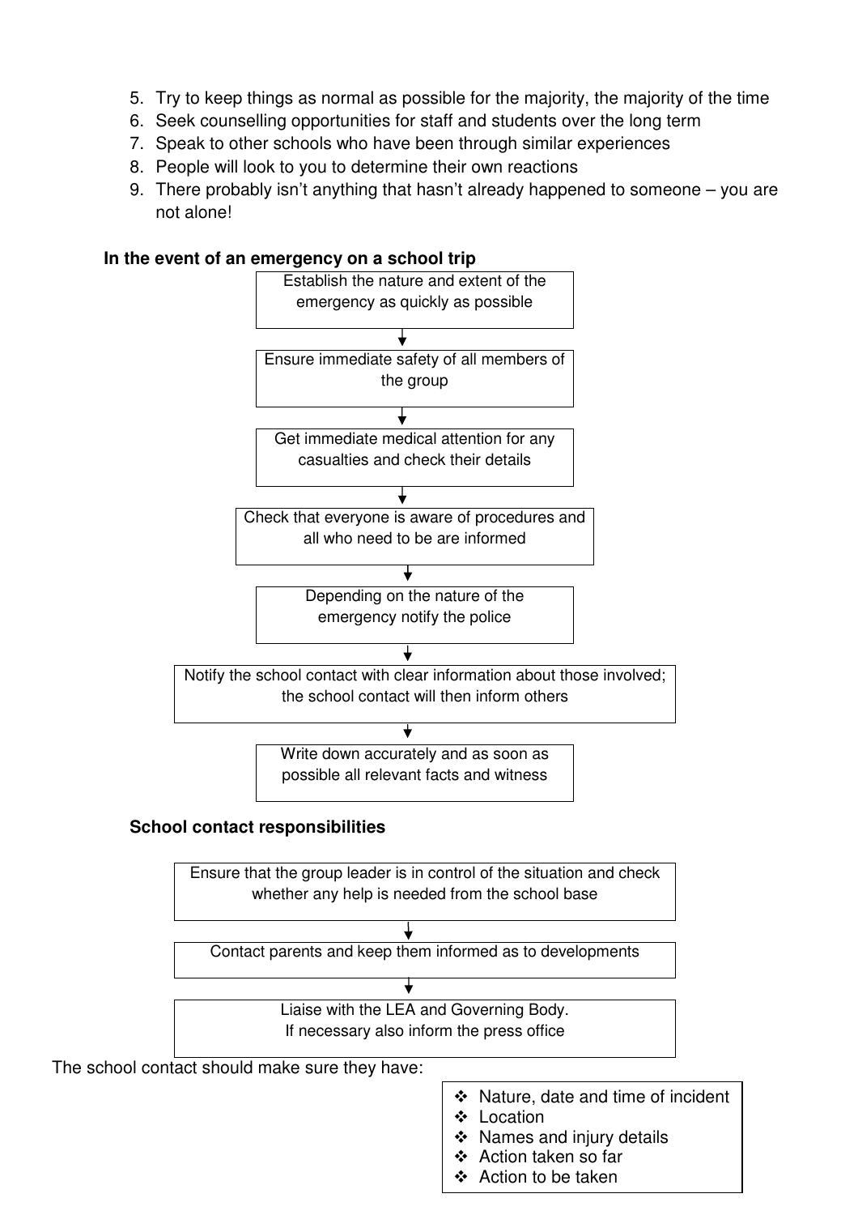5. Try to keep things as normal as possible for the majority, the majority of the time
6. Seek counselling opportunities for staff and students over the long term
7. Speak to other schools who have been through similar experiences
8. People will look to you to determine their own reactions
9. There probably isn't anything that hasn't already happened to someone – you are not alone!

**In the event of an emergency on a school trip**

Establish the nature and extent of the emergency as quickly as possible

↓

Ensure immediate safety of all members of the group

↓

Get immediate medical attention for any casualties and check their details

↓

Check that everyone is aware of procedures and all who need to be are informed

↓

Depending on the nature of the emergency notify the police

↓

Notify the school contact with clear information about those involved; the school contact will then inform others

↓

Write down accurately and as soon as possible all relevant facts and witness

**School contact responsibilities**

Ensure that the group leader is in control of the situation and check whether any help is needed from the school base

↓

Contact parents and keep them informed as to developments

↓

Liaise with the LEA and Governing Body. If necessary also inform the press office

The school contact should make sure they have:

- Nature, date and time of incident
- Location
- Names and injury details
- Action taken so far
- Action to be taken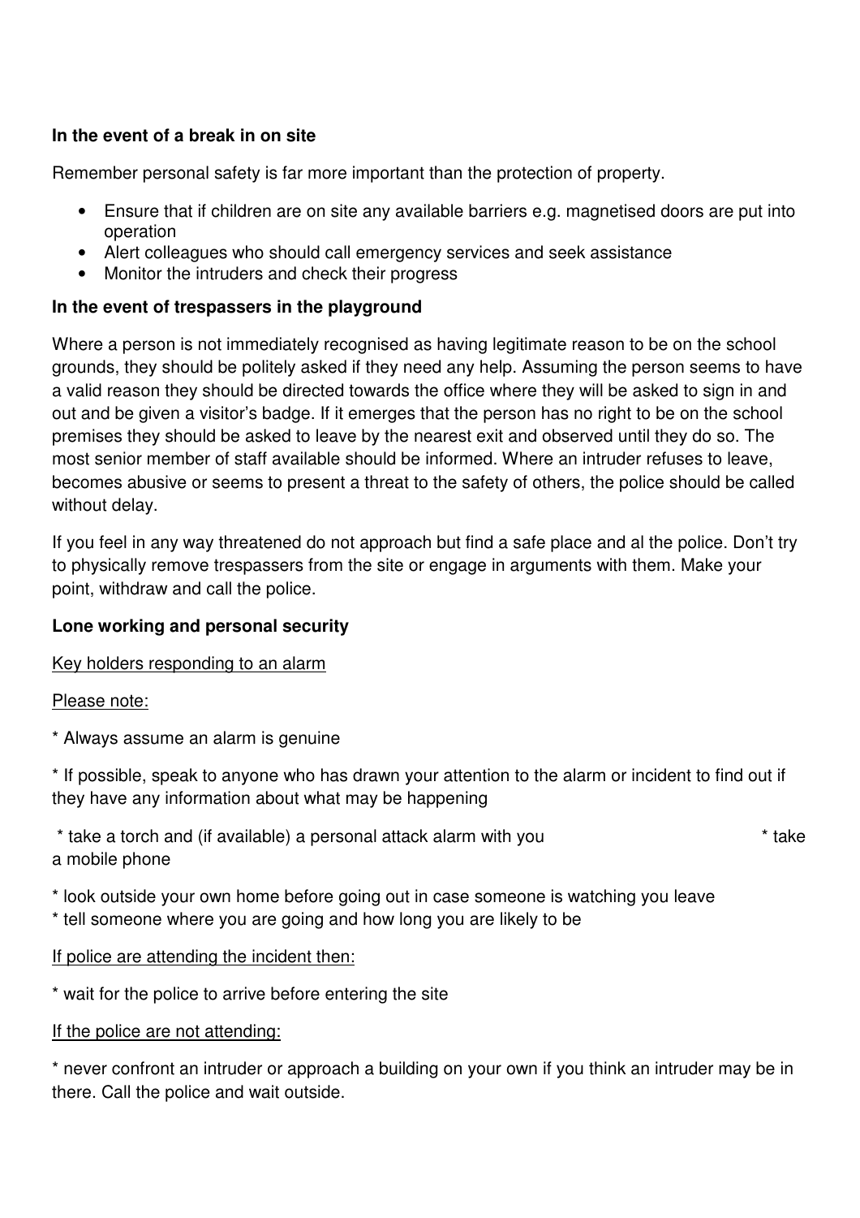**In the event of a break in on site**

Remember personal safety is far more important than the protection of property.

- Ensure that if children are on site any available barriers e.g. magnetised doors are put into operation
- Alert colleagues who should call emergency services and seek assistance
- Monitor the intruders and check their progress

**In the event of trespassers in the playground**

Where a person is not immediately recognised as having legitimate reason to be on the school grounds, they should be politely asked if they need any help. Assuming the person seems to have a valid reason they should be directed towards the office where they will be asked to sign in and out and be given a visitor's badge. If it emerges that the person has no right to be on the school premises they should be asked to leave by the nearest exit and observed until they do so. The most senior member of staff available should be informed. Where an intruder refuses to leave, becomes abusive or seems to present a threat to the safety of others, the police should be called without delay.

If you feel in any way threatened do not approach but find a safe place and al the police. Don't try to physically remove trespassers from the site or engage in arguments with them. Make your point, withdraw and call the police.

**Lone working and personal security**

<u>Key holders responding to an alarm</u>

<u>Please note:</u>

* Always assume an alarm is genuine

* If possible, speak to anyone who has drawn your attention to the alarm or incident to find out if they have any information about what may be happening

* take a torch and (if available) a personal attack alarm with you * take a mobile phone

* look outside your own home before going out in case someone is watching you leave
* tell someone where you are going and how long you are likely to be

<u>If police are attending the incident then:</u>

* wait for the police to arrive before entering the site

<u>If the police are not attending:</u>

* never confront an intruder or approach a building on your own if you think an intruder may be in there. Call the police and wait outside.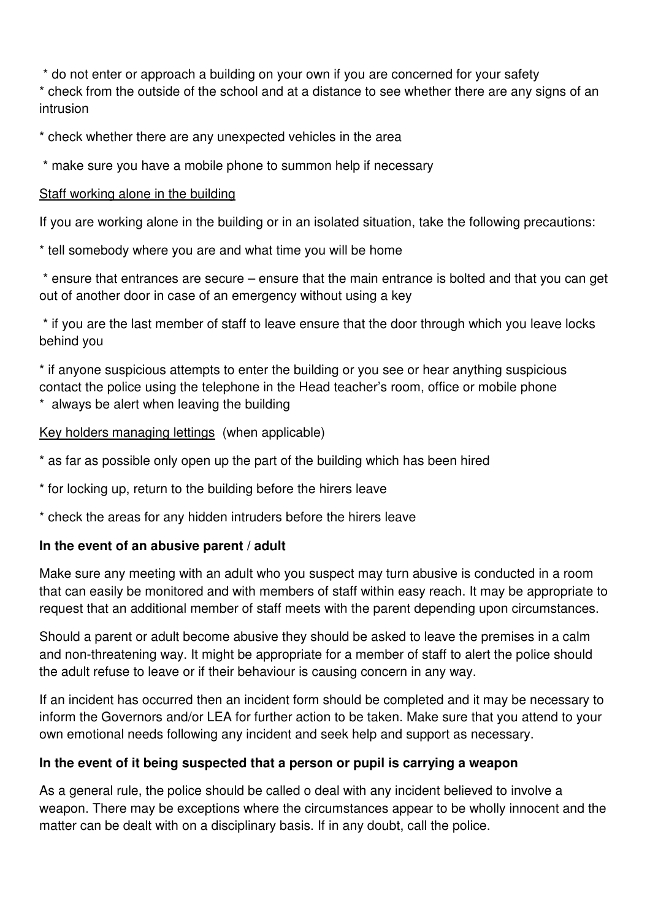* do not enter or approach a building on your own if you are concerned for your safety
* check from the outside of the school and at a distance to see whether there are any signs of an intrusion

* check whether there are any unexpected vehicles in the area

* make sure you have a mobile phone to summon help if necessary

<u>Staff working alone in the building</u>

If you are working alone in the building or in an isolated situation, take the following precautions:

* tell somebody where you are and what time you will be home

* ensure that entrances are secure – ensure that the main entrance is bolted and that you can get out of another door in case of an emergency without using a key

* if you are the last member of staff to leave ensure that the door through which you leave locks behind you

* if anyone suspicious attempts to enter the building or you see or hear anything suspicious contact the police using the telephone in the Head teacher's room, office or mobile phone
* always be alert when leaving the building

<u>Key holders managing lettings</u> (when applicable)

* as far as possible only open up the part of the building which has been hired

* for locking up, return to the building before the hirers leave

* check the areas for any hidden intruders before the hirers leave

**In the event of an abusive parent / adult**

Make sure any meeting with an adult who you suspect may turn abusive is conducted in a room that can easily be monitored and with members of staff within easy reach. It may be appropriate to request that an additional member of staff meets with the parent depending upon circumstances.

Should a parent or adult become abusive they should be asked to leave the premises in a calm and non-threatening way. It might be appropriate for a member of staff to alert the police should the adult refuse to leave or if their behaviour is causing concern in any way.

If an incident has occurred then an incident form should be completed and it may be necessary to inform the Governors and/or LEA for further action to be taken. Make sure that you attend to your own emotional needs following any incident and seek help and support as necessary.

**In the event of it being suspected that a person or pupil is carrying a weapon**

As a general rule, the police should be called o deal with any incident believed to involve a weapon. There may be exceptions where the circumstances appear to be wholly innocent and the matter can be dealt with on a disciplinary basis. If in any doubt, call the police.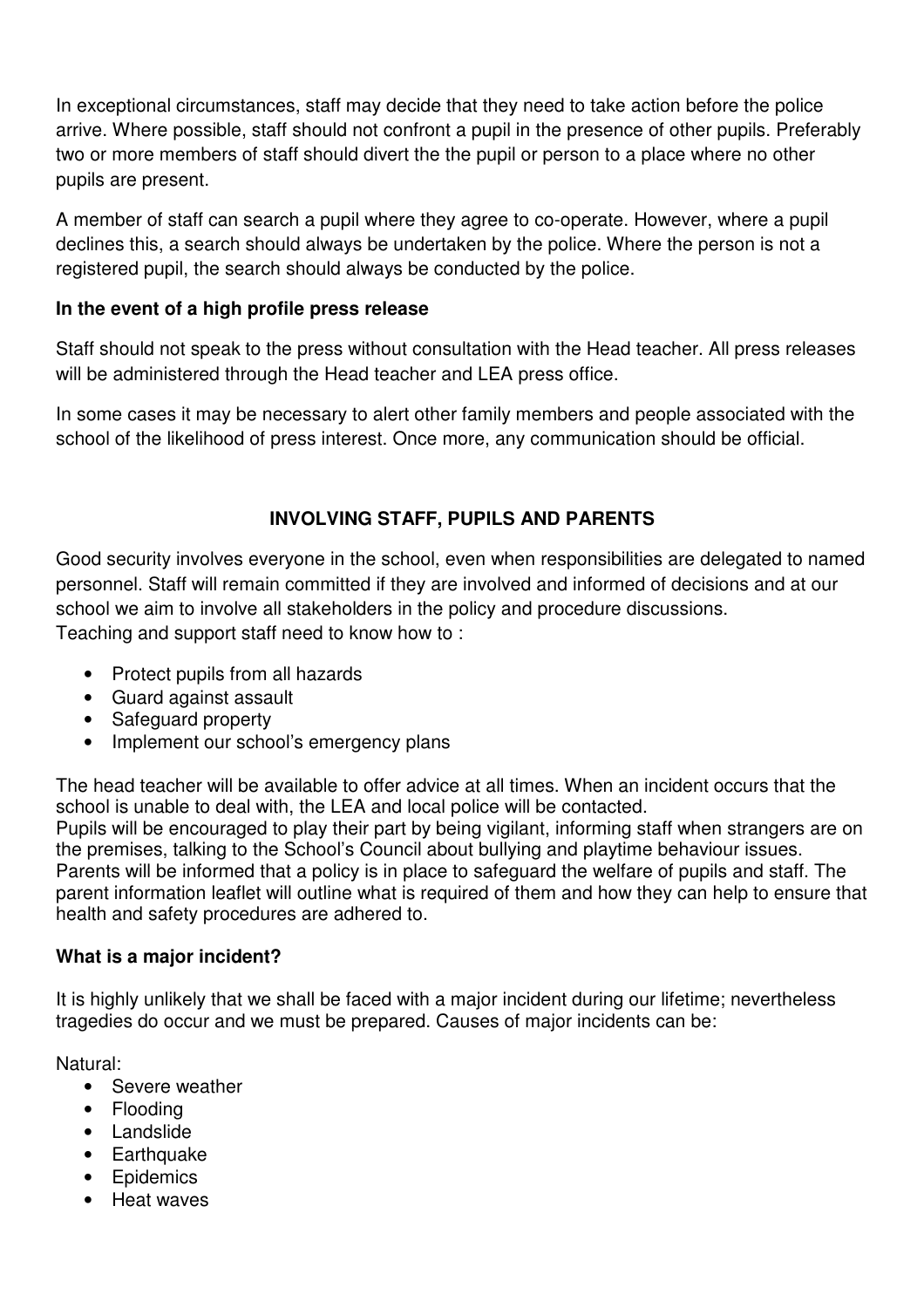In exceptional circumstances, staff may decide that they need to take action before the police arrive. Where possible, staff should not confront a pupil in the presence of other pupils. Preferably two or more members of staff should divert the the pupil or person to a place where no other pupils are present.

A member of staff can search a pupil where they agree to co-operate. However, where a pupil declines this, a search should always be undertaken by the police. Where the person is not a registered pupil, the search should always be conducted by the police.

**In the event of a high profile press release**

Staff should not speak to the press without consultation with the Head teacher. All press releases will be administered through the Head teacher and LEA press office.

In some cases it may be necessary to alert other family members and people associated with the school of the likelihood of press interest. Once more, any communication should be official.

## INVOLVING STAFF, PUPILS AND PARENTS

Good security involves everyone in the school, even when responsibilities are delegated to named personnel. Staff will remain committed if they are involved and informed of decisions and at our school we aim to involve all stakeholders in the policy and procedure discussions.
Teaching and support staff need to know how to :

- Protect pupils from all hazards
- Guard against assault
- Safeguard property
- Implement our school's emergency plans

The head teacher will be available to offer advice at all times. When an incident occurs that the school is unable to deal with, the LEA and local police will be contacted.
Pupils will be encouraged to play their part by being vigilant, informing staff when strangers are on the premises, talking to the School's Council about bullying and playtime behaviour issues.
Parents will be informed that a policy is in place to safeguard the welfare of pupils and staff. The parent information leaflet will outline what is required of them and how they can help to ensure that health and safety procedures are adhered to.

**What is a major incident?**

It is highly unlikely that we shall be faced with a major incident during our lifetime; nevertheless tragedies do occur and we must be prepared. Causes of major incidents can be:

Natural:

- Severe weather
- Flooding
- Landslide
- Earthquake
- Epidemics
- Heat waves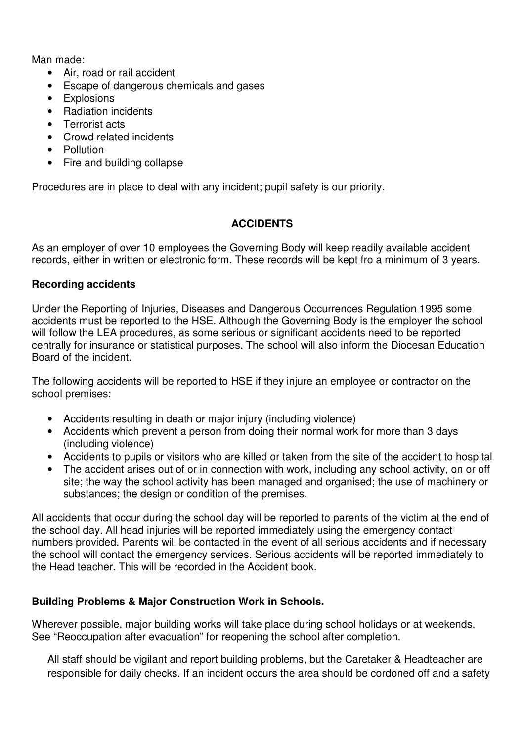Man made:

- Air, road or rail accident
- Escape of dangerous chemicals and gases
- Explosions
- Radiation incidents
- Terrorist acts
- Crowd related incidents
- Pollution
- Fire and building collapse

Procedures are in place to deal with any incident; pupil safety is our priority.

## ACCIDENTS

As an employer of over 10 employees the Governing Body will keep readily available accident records, either in written or electronic form. These records will be kept fro a minimum of 3 years.

### Recording accidents

Under the Reporting of Injuries, Diseases and Dangerous Occurrences Regulation 1995 some accidents must be reported to the HSE. Although the Governing Body is the employer the school will follow the LEA procedures, as some serious or significant accidents need to be reported centrally for insurance or statistical purposes. The school will also inform the Diocesan Education Board of the incident.

The following accidents will be reported to HSE if they injure an employee or contractor on the school premises:

- Accidents resulting in death or major injury (including violence)
- Accidents which prevent a person from doing their normal work for more than 3 days (including violence)
- Accidents to pupils or visitors who are killed or taken from the site of the accident to hospital
- The accident arises out of or in connection with work, including any school activity, on or off site; the way the school activity has been managed and organised; the use of machinery or substances; the design or condition of the premises.

All accidents that occur during the school day will be reported to parents of the victim at the end of the school day. All head injuries will be reported immediately using the emergency contact numbers provided. Parents will be contacted in the event of all serious accidents and if necessary the school will contact the emergency services. Serious accidents will be reported immediately to the Head teacher. This will be recorded in the Accident book.

### Building Problems & Major Construction Work in Schools.

Wherever possible, major building works will take place during school holidays or at weekends. See "Reoccupation after evacuation" for reopening the school after completion.

All staff should be vigilant and report building problems, but the Caretaker & Headteacher are responsible for daily checks. If an incident occurs the area should be cordoned off and a safety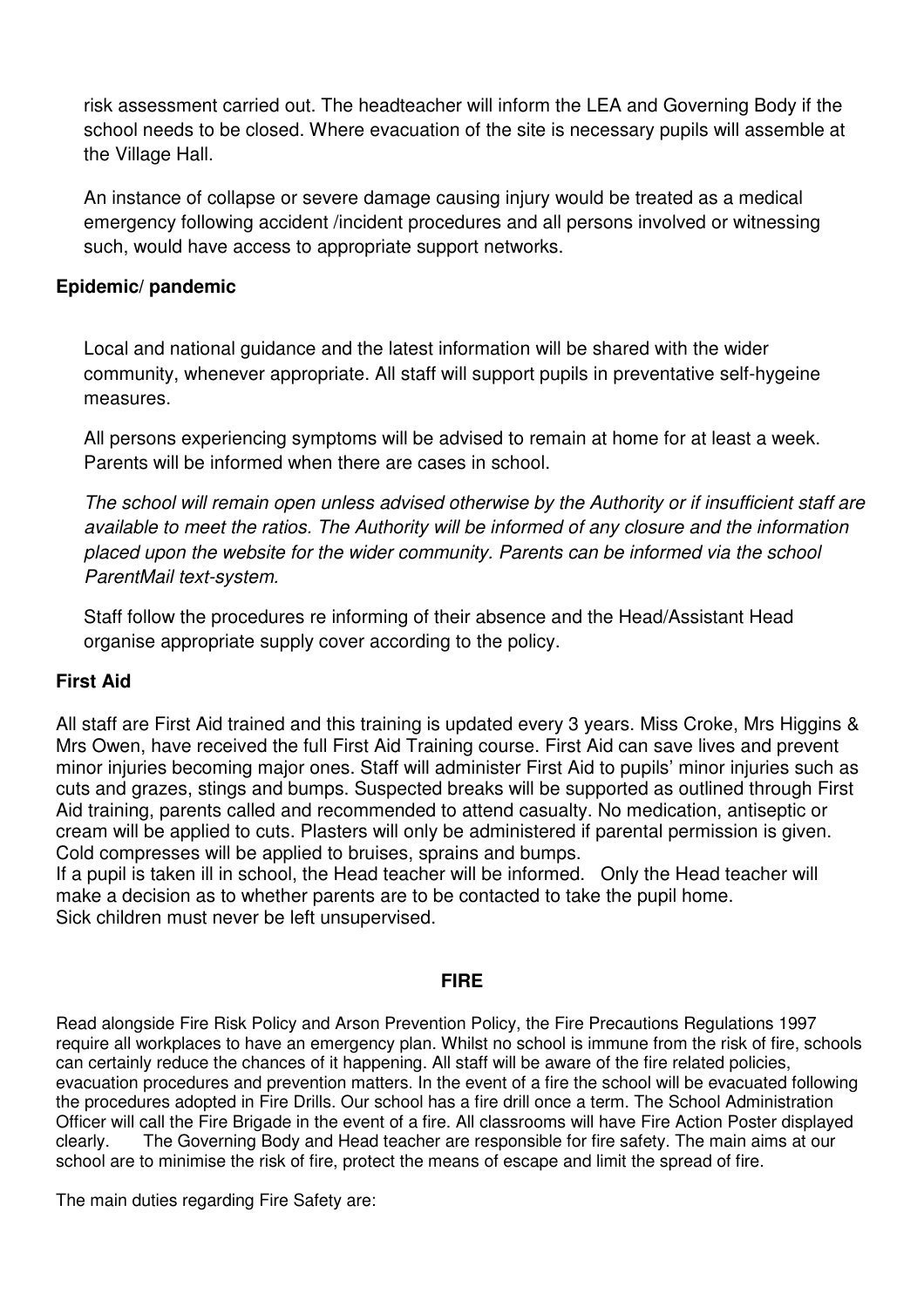risk assessment carried out. The headteacher will inform the LEA and Governing Body if the school needs to be closed. Where evacuation of the site is necessary pupils will assemble at the Village Hall.

An instance of collapse or severe damage causing injury would be treated as a medical emergency following accident /incident procedures and all persons involved or witnessing such, would have access to appropriate support networks.

**Epidemic/ pandemic**

Local and national guidance and the latest information will be shared with the wider community, whenever appropriate. All staff will support pupils in preventative self-hygeine measures.

All persons experiencing symptoms will be advised to remain at home for at least a week. Parents will be informed when there are cases in school.

*The school will remain open unless advised otherwise by the Authority or if insufficient staff are available to meet the ratios. The Authority will be informed of any closure and the information placed upon the website for the wider community. Parents can be informed via the school ParentMail text-system.*

Staff follow the procedures re informing of their absence and the Head/Assistant Head organise appropriate supply cover according to the policy.

**First Aid**

All staff are First Aid trained and this training is updated every 3 years. Miss Croke, Mrs Higgins & Mrs Owen, have received the full First Aid Training course. First Aid can save lives and prevent minor injuries becoming major ones. Staff will administer First Aid to pupils' minor injuries such as cuts and grazes, stings and bumps. Suspected breaks will be supported as outlined through First Aid training, parents called and recommended to attend casualty. No medication, antiseptic or cream will be applied to cuts. Plasters will only be administered if parental permission is given. Cold compresses will be applied to bruises, sprains and bumps.
If a pupil is taken ill in school, the Head teacher will be informed. Only the Head teacher will make a decision as to whether parents are to be contacted to take the pupil home.
Sick children must never be left unsupervised.

**FIRE**

Read alongside Fire Risk Policy and Arson Prevention Policy, the Fire Precautions Regulations 1997 require all workplaces to have an emergency plan. Whilst no school is immune from the risk of fire, schools can certainly reduce the chances of it happening. All staff will be aware of the fire related policies, evacuation procedures and prevention matters. In the event of a fire the school will be evacuated following the procedures adopted in Fire Drills. Our school has a fire drill once a term. The School Administration Officer will call the Fire Brigade in the event of a fire. All classrooms will have Fire Action Poster displayed clearly. The Governing Body and Head teacher are responsible for fire safety. The main aims at our school are to minimise the risk of fire, protect the means of escape and limit the spread of fire.

The main duties regarding Fire Safety are: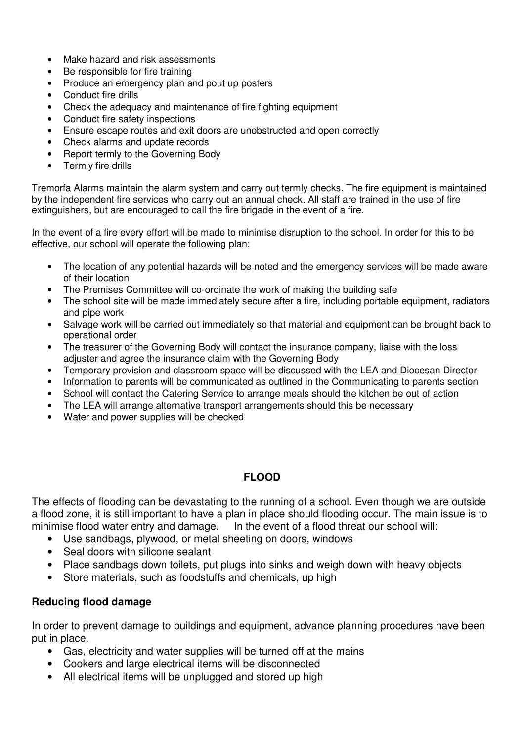- Make hazard and risk assessments
- Be responsible for fire training
- Produce an emergency plan and pout up posters
- Conduct fire drills
- Check the adequacy and maintenance of fire fighting equipment
- Conduct fire safety inspections
- Ensure escape routes and exit doors are unobstructed and open correctly
- Check alarms and update records
- Report termly to the Governing Body
- Termly fire drills

Tremorfa Alarms maintain the alarm system and carry out termly checks. The fire equipment is maintained by the independent fire services who carry out an annual check. All staff are trained in the use of fire extinguishers, but are encouraged to call the fire brigade in the event of a fire.

In the event of a fire every effort will be made to minimise disruption to the school. In order for this to be effective, our school will operate the following plan:

- The location of any potential hazards will be noted and the emergency services will be made aware of their location
- The Premises Committee will co-ordinate the work of making the building safe
- The school site will be made immediately secure after a fire, including portable equipment, radiators and pipe work
- Salvage work will be carried out immediately so that material and equipment can be brought back to operational order
- The treasurer of the Governing Body will contact the insurance company, liaise with the loss adjuster and agree the insurance claim with the Governing Body
- Temporary provision and classroom space will be discussed with the LEA and Diocesan Director
- Information to parents will be communicated as outlined in the Communicating to parents section
- School will contact the Catering Service to arrange meals should the kitchen be out of action
- The LEA will arrange alternative transport arrangements should this be necessary
- Water and power supplies will be checked

## FLOOD

The effects of flooding can be devastating to the running of a school. Even though we are outside a flood zone, it is still important to have a plan in place should flooding occur. The main issue is to minimise flood water entry and damage. In the event of a flood threat our school will:

- Use sandbags, plywood, or metal sheeting on doors, windows
- Seal doors with silicone sealant
- Place sandbags down toilets, put plugs into sinks and weigh down with heavy objects
- Store materials, such as foodstuffs and chemicals, up high

### Reducing flood damage

In order to prevent damage to buildings and equipment, advance planning procedures have been put in place.

- Gas, electricity and water supplies will be turned off at the mains
- Cookers and large electrical items will be disconnected
- All electrical items will be unplugged and stored up high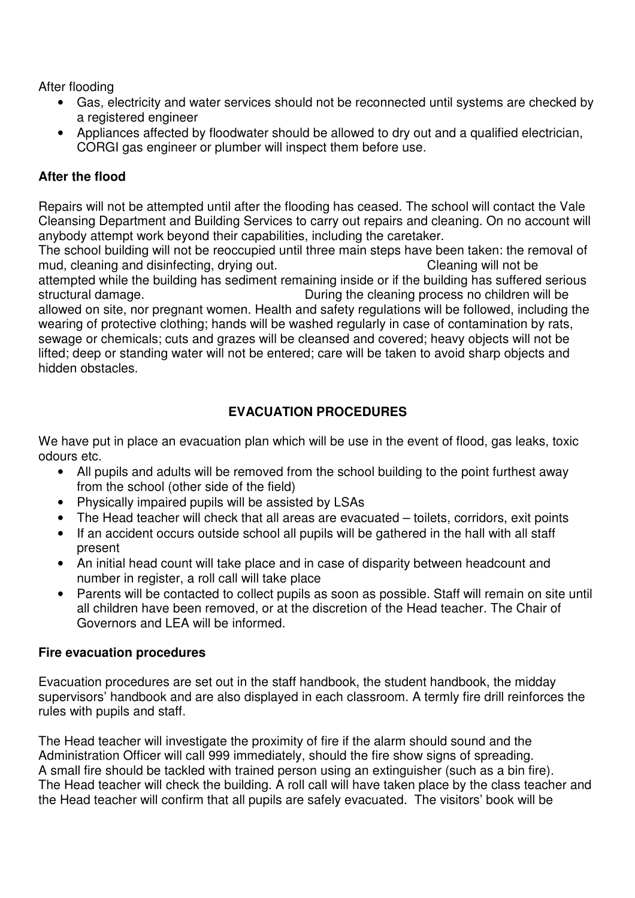After flooding

- Gas, electricity and water services should not be reconnected until systems are checked by a registered engineer
- Appliances affected by floodwater should be allowed to dry out and a qualified electrician, CORGI gas engineer or plumber will inspect them before use.

**After the flood**

Repairs will not be attempted until after the flooding has ceased. The school will contact the Vale Cleansing Department and Building Services to carry out repairs and cleaning. On no account will anybody attempt work beyond their capabilities, including the caretaker.
The school building will not be reoccupied until three main steps have been taken: the removal of mud, cleaning and disinfecting, drying out. Cleaning will not be attempted while the building has sediment remaining inside or if the building has suffered serious structural damage. During the cleaning process no children will be allowed on site, nor pregnant women. Health and safety regulations will be followed, including the wearing of protective clothing; hands will be washed regularly in case of contamination by rats, sewage or chemicals; cuts and grazes will be cleansed and covered; heavy objects will not be lifted; deep or standing water will not be entered; care will be taken to avoid sharp objects and hidden obstacles.

## EVACUATION PROCEDURES

We have put in place an evacuation plan which will be use in the event of flood, gas leaks, toxic odours etc.

- All pupils and adults will be removed from the school building to the point furthest away from the school (other side of the field)
- Physically impaired pupils will be assisted by LSAs
- The Head teacher will check that all areas are evacuated – toilets, corridors, exit points
- If an accident occurs outside school all pupils will be gathered in the hall with all staff present
- An initial head count will take place and in case of disparity between headcount and number in register, a roll call will take place
- Parents will be contacted to collect pupils as soon as possible. Staff will remain on site until all children have been removed, or at the discretion of the Head teacher. The Chair of Governors and LEA will be informed.

**Fire evacuation procedures**

Evacuation procedures are set out in the staff handbook, the student handbook, the midday supervisors' handbook and are also displayed in each classroom. A termly fire drill reinforces the rules with pupils and staff.

The Head teacher will investigate the proximity of fire if the alarm should sound and the Administration Officer will call 999 immediately, should the fire show signs of spreading.
A small fire should be tackled with trained person using an extinguisher (such as a bin fire).
The Head teacher will check the building. A roll call will have taken place by the class teacher and the Head teacher will confirm that all pupils are safely evacuated. The visitors' book will be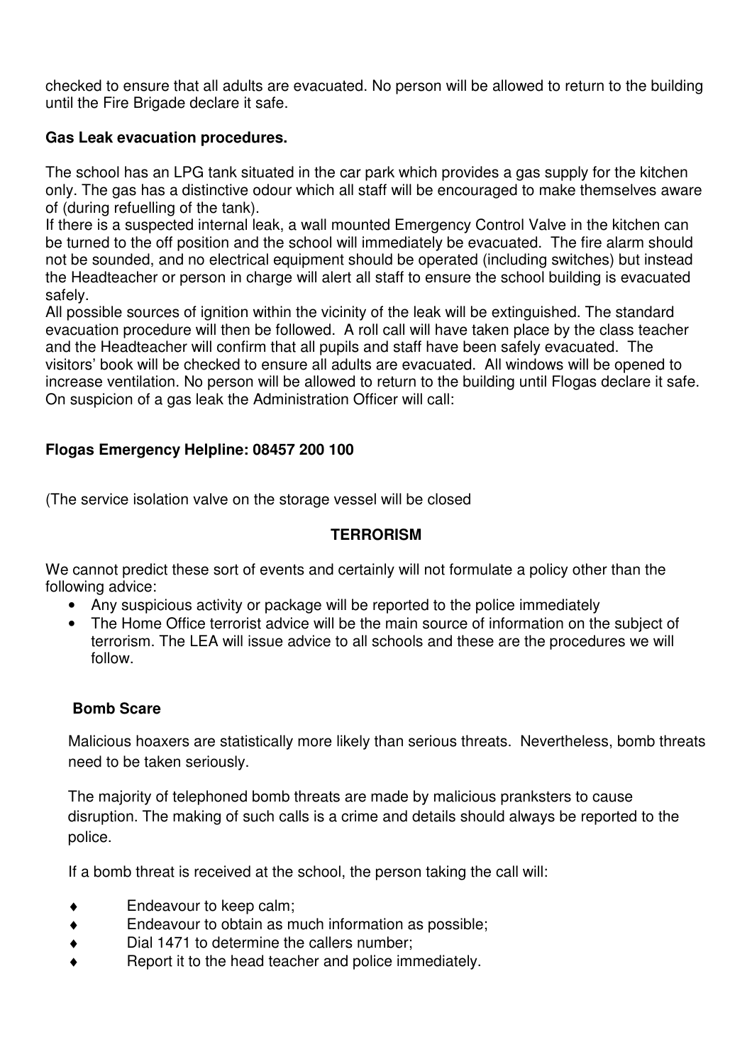checked to ensure that all adults are evacuated. No person will be allowed to return to the building until the Fire Brigade declare it safe.

**Gas Leak evacuation procedures.**

The school has an LPG tank situated in the car park which provides a gas supply for the kitchen only. The gas has a distinctive odour which all staff will be encouraged to make themselves aware of (during refuelling of the tank).

If there is a suspected internal leak, a wall mounted Emergency Control Valve in the kitchen can be turned to the off position and the school will immediately be evacuated. The fire alarm should not be sounded, and no electrical equipment should be operated (including switches) but instead the Headteacher or person in charge will alert all staff to ensure the school building is evacuated safely.

All possible sources of ignition within the vicinity of the leak will be extinguished. The standard evacuation procedure will then be followed. A roll call will have taken place by the class teacher and the Headteacher will confirm that all pupils and staff have been safely evacuated. The visitors' book will be checked to ensure all adults are evacuated. All windows will be opened to increase ventilation. No person will be allowed to return to the building until Flogas declare it safe. On suspicion of a gas leak the Administration Officer will call:

**Flogas Emergency Helpline: 08457 200 100**

(The service isolation valve on the storage vessel will be closed

## TERRORISM

We cannot predict these sort of events and certainly will not formulate a policy other than the following advice:

- Any suspicious activity or package will be reported to the police immediately
- The Home Office terrorist advice will be the main source of information on the subject of terrorism. The LEA will issue advice to all schools and these are the procedures we will follow.

**Bomb Scare**

Malicious hoaxers are statistically more likely than serious threats. Nevertheless, bomb threats need to be taken seriously.

The majority of telephoned bomb threats are made by malicious pranksters to cause disruption. The making of such calls is a crime and details should always be reported to the police.

If a bomb threat is received at the school, the person taking the call will:

- Endeavour to keep calm;
- Endeavour to obtain as much information as possible;
- Dial 1471 to determine the callers number;
- Report it to the head teacher and police immediately.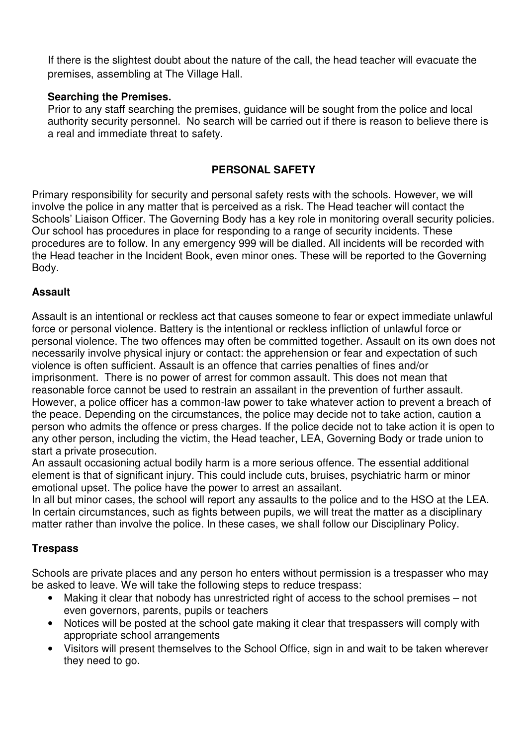If there is the slightest doubt about the nature of the call, the head teacher will evacuate the premises, assembling at The Village Hall.

**Searching the Premises.**

Prior to any staff searching the premises, guidance will be sought from the police and local authority security personnel. No search will be carried out if there is reason to believe there is a real and immediate threat to safety.

## PERSONAL SAFETY

Primary responsibility for security and personal safety rests with the schools. However, we will involve the police in any matter that is perceived as a risk. The Head teacher will contact the Schools' Liaison Officer. The Governing Body has a key role in monitoring overall security policies. Our school has procedures in place for responding to a range of security incidents. These procedures are to follow. In any emergency 999 will be dialled. All incidents will be recorded with the Head teacher in the Incident Book, even minor ones. These will be reported to the Governing Body.

### Assault

Assault is an intentional or reckless act that causes someone to fear or expect immediate unlawful force or personal violence. Battery is the intentional or reckless infliction of unlawful force or personal violence. The two offences may often be committed together. Assault on its own does not necessarily involve physical injury or contact: the apprehension or fear and expectation of such violence is often sufficient. Assault is an offence that carries penalties of fines and/or imprisonment. There is no power of arrest for common assault. This does not mean that reasonable force cannot be used to restrain an assailant in the prevention of further assault. However, a police officer has a common-law power to take whatever action to prevent a breach of the peace. Depending on the circumstances, the police may decide not to take action, caution a person who admits the offence or press charges. If the police decide not to take action it is open to any other person, including the victim, the Head teacher, LEA, Governing Body or trade union to start a private prosecution.

An assault occasioning actual bodily harm is a more serious offence. The essential additional element is that of significant injury. This could include cuts, bruises, psychiatric harm or minor emotional upset. The police have the power to arrest an assailant.

In all but minor cases, the school will report any assaults to the police and to the HSO at the LEA. In certain circumstances, such as fights between pupils, we will treat the matter as a disciplinary matter rather than involve the police. In these cases, we shall follow our Disciplinary Policy.

### Trespass

Schools are private places and any person ho enters without permission is a trespasser who may be asked to leave. We will take the following steps to reduce trespass:

- Making it clear that nobody has unrestricted right of access to the school premises – not even governors, parents, pupils or teachers
- Notices will be posted at the school gate making it clear that trespassers will comply with appropriate school arrangements
- Visitors will present themselves to the School Office, sign in and wait to be taken wherever they need to go.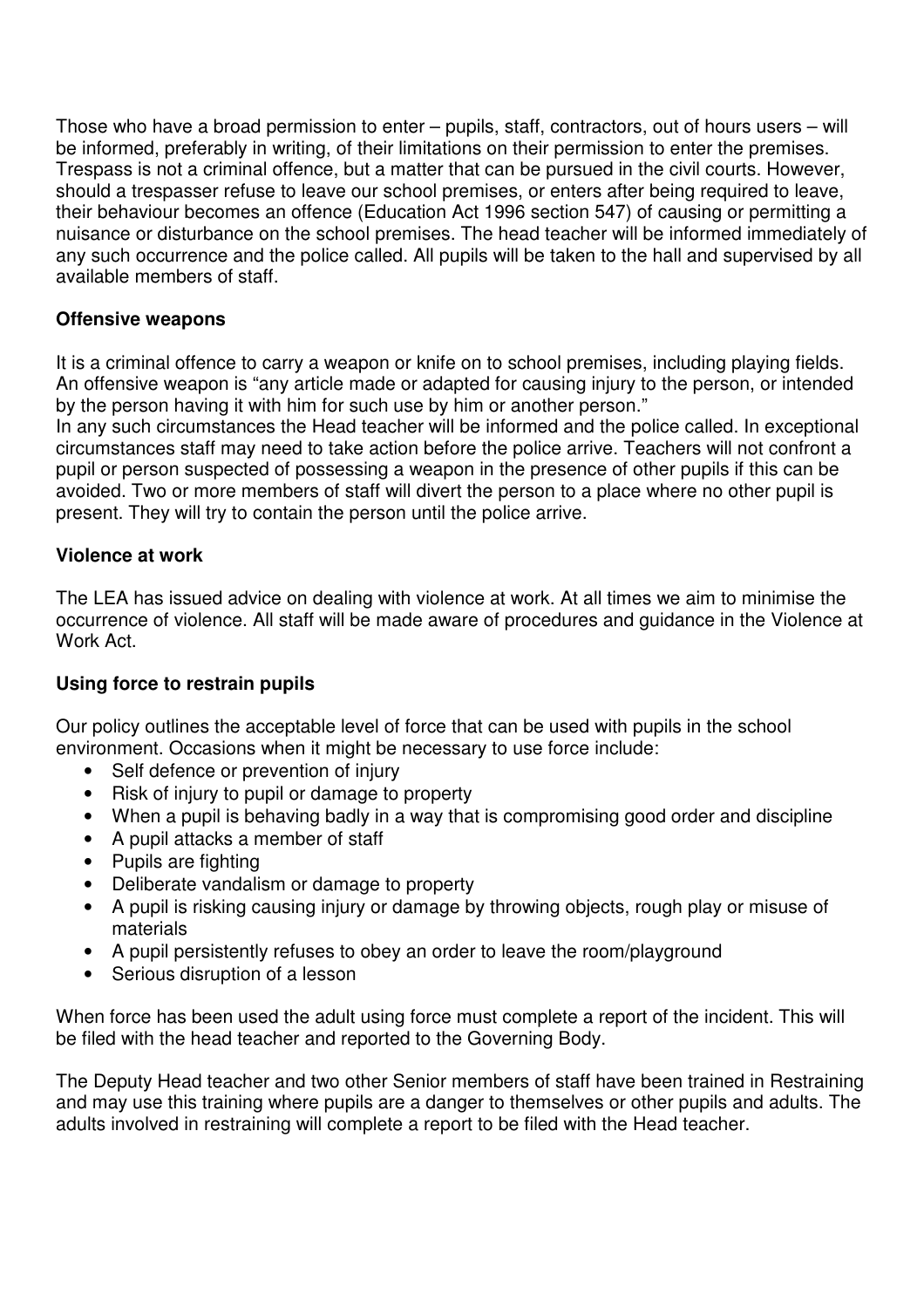Those who have a broad permission to enter – pupils, staff, contractors, out of hours users – will be informed, preferably in writing, of their limitations on their permission to enter the premises. Trespass is not a criminal offence, but a matter that can be pursued in the civil courts. However, should a trespasser refuse to leave our school premises, or enters after being required to leave, their behaviour becomes an offence (Education Act 1996 section 547) of causing or permitting a nuisance or disturbance on the school premises. The head teacher will be informed immediately of any such occurrence and the police called. All pupils will be taken to the hall and supervised by all available members of staff.

**Offensive weapons**

It is a criminal offence to carry a weapon or knife on to school premises, including playing fields. An offensive weapon is "any article made or adapted for causing injury to the person, or intended by the person having it with him for such use by him or another person."

In any such circumstances the Head teacher will be informed and the police called. In exceptional circumstances staff may need to take action before the police arrive. Teachers will not confront a pupil or person suspected of possessing a weapon in the presence of other pupils if this can be avoided. Two or more members of staff will divert the person to a place where no other pupil is present. They will try to contain the person until the police arrive.

**Violence at work**

The LEA has issued advice on dealing with violence at work. At all times we aim to minimise the occurrence of violence. All staff will be made aware of procedures and guidance in the Violence at Work Act.

**Using force to restrain pupils**

Our policy outlines the acceptable level of force that can be used with pupils in the school environment. Occasions when it might be necessary to use force include:

- Self defence or prevention of injury
- Risk of injury to pupil or damage to property
- When a pupil is behaving badly in a way that is compromising good order and discipline
- A pupil attacks a member of staff
- Pupils are fighting
- Deliberate vandalism or damage to property
- A pupil is risking causing injury or damage by throwing objects, rough play or misuse of materials
- A pupil persistently refuses to obey an order to leave the room/playground
- Serious disruption of a lesson

When force has been used the adult using force must complete a report of the incident. This will be filed with the head teacher and reported to the Governing Body.

The Deputy Head teacher and two other Senior members of staff have been trained in Restraining and may use this training where pupils are a danger to themselves or other pupils and adults. The adults involved in restraining will complete a report to be filed with the Head teacher.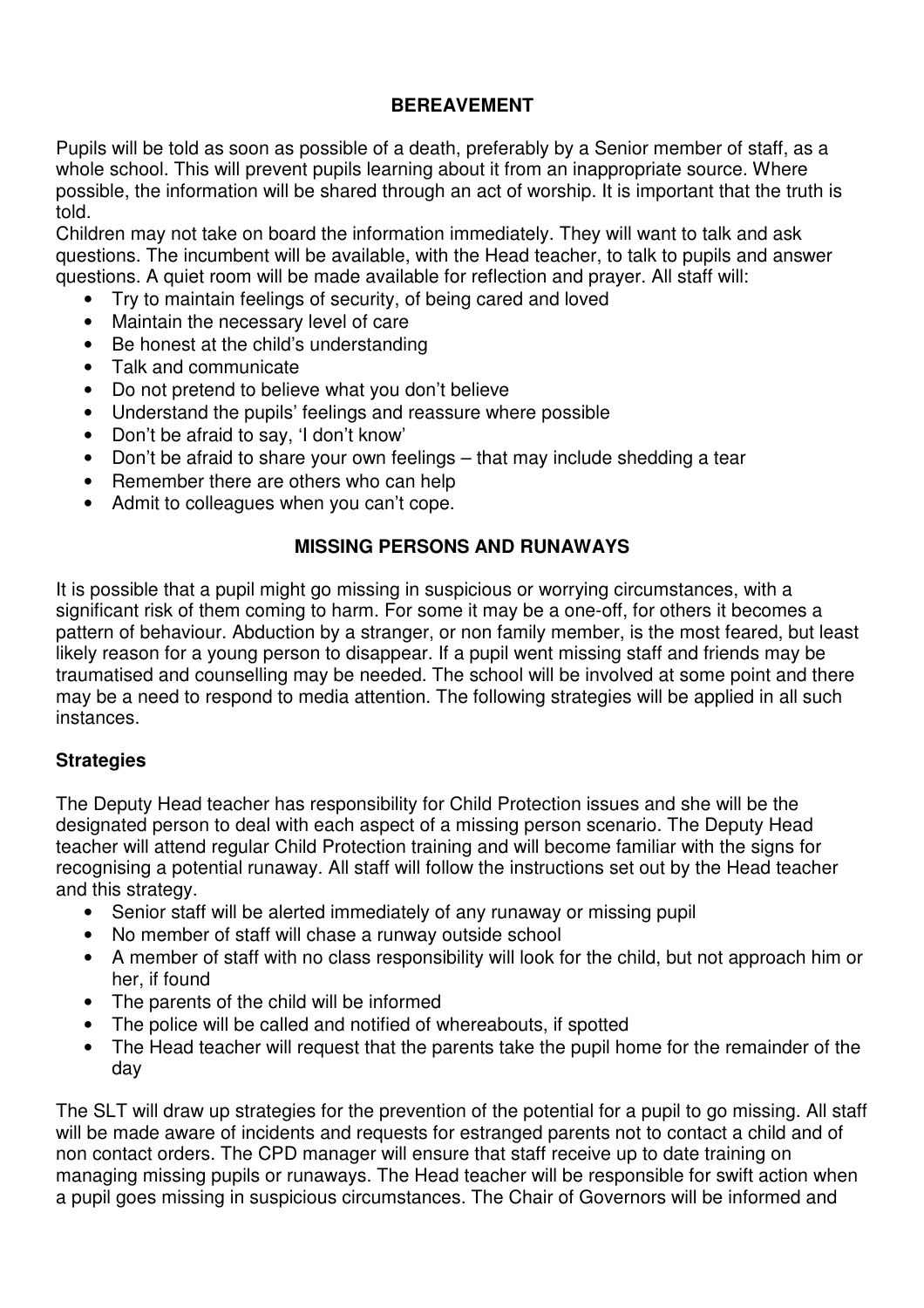## BEREAVEMENT

Pupils will be told as soon as possible of a death, preferably by a Senior member of staff, as a whole school. This will prevent pupils learning about it from an inappropriate source. Where possible, the information will be shared through an act of worship. It is important that the truth is told.

Children may not take on board the information immediately. They will want to talk and ask questions. The incumbent will be available, with the Head teacher, to talk to pupils and answer questions. A quiet room will be made available for reflection and prayer. All staff will:

- Try to maintain feelings of security, of being cared and loved
- Maintain the necessary level of care
- Be honest at the child's understanding
- Talk and communicate
- Do not pretend to believe what you don't believe
- Understand the pupils' feelings and reassure where possible
- Don't be afraid to say, 'I don't know'
- Don't be afraid to share your own feelings – that may include shedding a tear
- Remember there are others who can help
- Admit to colleagues when you can't cope.

## MISSING PERSONS AND RUNAWAYS

It is possible that a pupil might go missing in suspicious or worrying circumstances, with a significant risk of them coming to harm. For some it may be a one-off, for others it becomes a pattern of behaviour. Abduction by a stranger, or non family member, is the most feared, but least likely reason for a young person to disappear. If a pupil went missing staff and friends may be traumatised and counselling may be needed. The school will be involved at some point and there may be a need to respond to media attention. The following strategies will be applied in all such instances.

### Strategies

The Deputy Head teacher has responsibility for Child Protection issues and she will be the designated person to deal with each aspect of a missing person scenario. The Deputy Head teacher will attend regular Child Protection training and will become familiar with the signs for recognising a potential runaway. All staff will follow the instructions set out by the Head teacher and this strategy.

- Senior staff will be alerted immediately of any runaway or missing pupil
- No member of staff will chase a runway outside school
- A member of staff with no class responsibility will look for the child, but not approach him or her, if found
- The parents of the child will be informed
- The police will be called and notified of whereabouts, if spotted
- The Head teacher will request that the parents take the pupil home for the remainder of the day

The SLT will draw up strategies for the prevention of the potential for a pupil to go missing. All staff will be made aware of incidents and requests for estranged parents not to contact a child and of non contact orders. The CPD manager will ensure that staff receive up to date training on managing missing pupils or runaways. The Head teacher will be responsible for swift action when a pupil goes missing in suspicious circumstances. The Chair of Governors will be informed and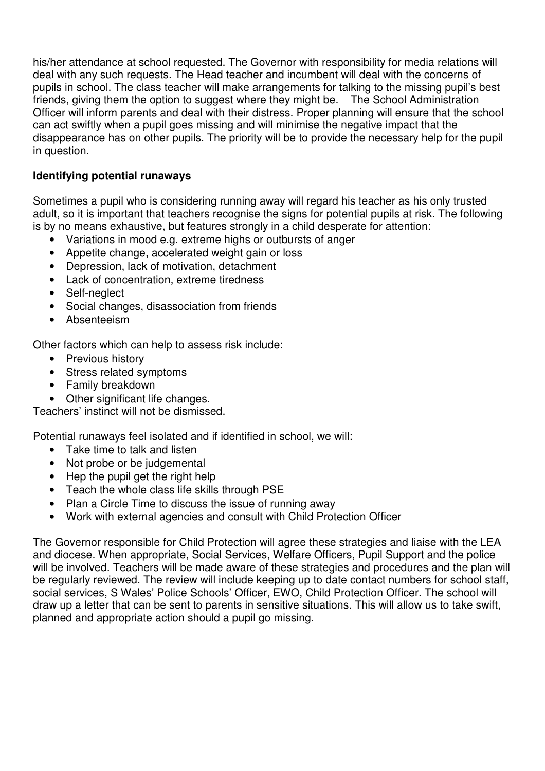his/her attendance at school requested. The Governor with responsibility for media relations will deal with any such requests. The Head teacher and incumbent will deal with the concerns of pupils in school. The class teacher will make arrangements for talking to the missing pupil's best friends, giving them the option to suggest where they might be. The School Administration Officer will inform parents and deal with their distress. Proper planning will ensure that the school can act swiftly when a pupil goes missing and will minimise the negative impact that the disappearance has on other pupils. The priority will be to provide the necessary help for the pupil in question.

**Identifying potential runaways**

Sometimes a pupil who is considering running away will regard his teacher as his only trusted adult, so it is important that teachers recognise the signs for potential pupils at risk. The following is by no means exhaustive, but features strongly in a child desperate for attention:

- Variations in mood e.g. extreme highs or outbursts of anger
- Appetite change, accelerated weight gain or loss
- Depression, lack of motivation, detachment
- Lack of concentration, extreme tiredness
- Self-neglect
- Social changes, disassociation from friends
- Absenteeism

Other factors which can help to assess risk include:

- Previous history
- Stress related symptoms
- Family breakdown
- Other significant life changes.

Teachers' instinct will not be dismissed.

Potential runaways feel isolated and if identified in school, we will:

- Take time to talk and listen
- Not probe or be judgemental
- Hep the pupil get the right help
- Teach the whole class life skills through PSE
- Plan a Circle Time to discuss the issue of running away
- Work with external agencies and consult with Child Protection Officer

The Governor responsible for Child Protection will agree these strategies and liaise with the LEA and diocese. When appropriate, Social Services, Welfare Officers, Pupil Support and the police will be involved. Teachers will be made aware of these strategies and procedures and the plan will be regularly reviewed. The review will include keeping up to date contact numbers for school staff, social services, S Wales' Police Schools' Officer, EWO, Child Protection Officer. The school will draw up a letter that can be sent to parents in sensitive situations. This will allow us to take swift, planned and appropriate action should a pupil go missing.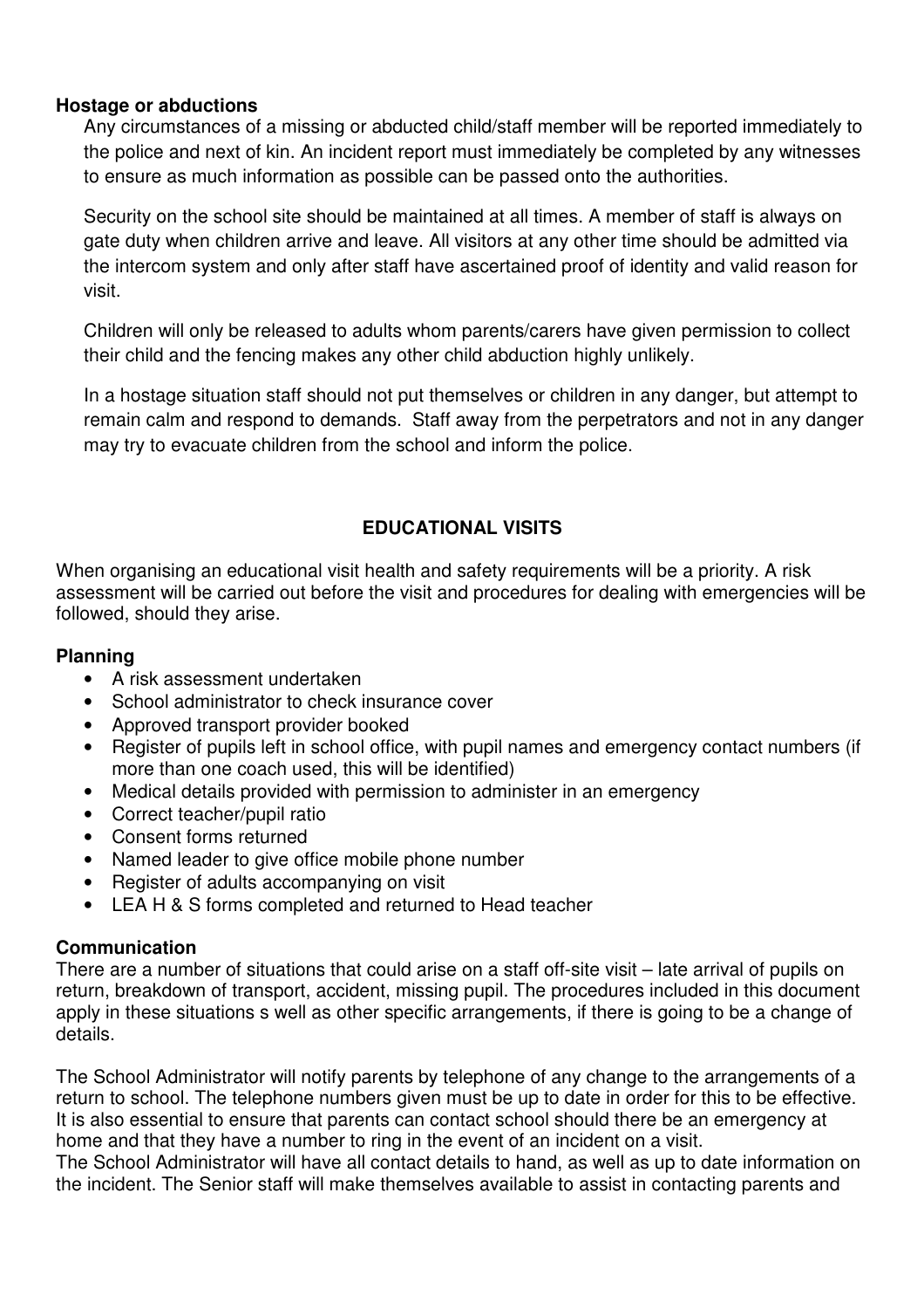**Hostage or abductions**

Any circumstances of a missing or abducted child/staff member will be reported immediately to the police and next of kin. An incident report must immediately be completed by any witnesses to ensure as much information as possible can be passed onto the authorities.

Security on the school site should be maintained at all times. A member of staff is always on gate duty when children arrive and leave. All visitors at any other time should be admitted via the intercom system and only after staff have ascertained proof of identity and valid reason for visit.

Children will only be released to adults whom parents/carers have given permission to collect their child and the fencing makes any other child abduction highly unlikely.

In a hostage situation staff should not put themselves or children in any danger, but attempt to remain calm and respond to demands. Staff away from the perpetrators and not in any danger may try to evacuate children from the school and inform the police.

## EDUCATIONAL VISITS

When organising an educational visit health and safety requirements will be a priority. A risk assessment will be carried out before the visit and procedures for dealing with emergencies will be followed, should they arise.

**Planning**

- A risk assessment undertaken
- School administrator to check insurance cover
- Approved transport provider booked
- Register of pupils left in school office, with pupil names and emergency contact numbers (if more than one coach used, this will be identified)
- Medical details provided with permission to administer in an emergency
- Correct teacher/pupil ratio
- Consent forms returned
- Named leader to give office mobile phone number
- Register of adults accompanying on visit
- LEA H & S forms completed and returned to Head teacher

**Communication**

There are a number of situations that could arise on a staff off-site visit – late arrival of pupils on return, breakdown of transport, accident, missing pupil. The procedures included in this document apply in these situations s well as other specific arrangements, if there is going to be a change of details.

The School Administrator will notify parents by telephone of any change to the arrangements of a return to school. The telephone numbers given must be up to date in order for this to be effective. It is also essential to ensure that parents can contact school should there be an emergency at home and that they have a number to ring in the event of an incident on a visit.
The School Administrator will have all contact details to hand, as well as up to date information on the incident. The Senior staff will make themselves available to assist in contacting parents and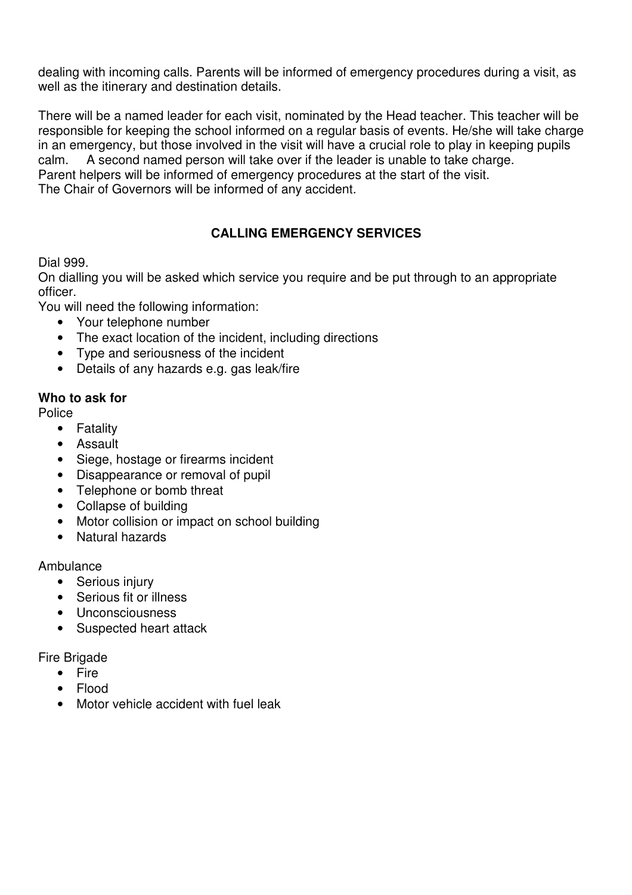dealing with incoming calls. Parents will be informed of emergency procedures during a visit, as well as the itinerary and destination details.

There will be a named leader for each visit, nominated by the Head teacher. This teacher will be responsible for keeping the school informed on a regular basis of events. He/she will take charge in an emergency, but those involved in the visit will have a crucial role to play in keeping pupils calm. A second named person will take over if the leader is unable to take charge.
Parent helpers will be informed of emergency procedures at the start of the visit.
The Chair of Governors will be informed of any accident.

## CALLING EMERGENCY SERVICES

Dial 999.
On dialling you will be asked which service you require and be put through to an appropriate officer.
You will need the following information:

- Your telephone number
- The exact location of the incident, including directions
- Type and seriousness of the incident
- Details of any hazards e.g. gas leak/fire

**Who to ask for**

Police

- Fatality
- Assault
- Siege, hostage or firearms incident
- Disappearance or removal of pupil
- Telephone or bomb threat
- Collapse of building
- Motor collision or impact on school building
- Natural hazards

Ambulance

- Serious injury
- Serious fit or illness
- Unconsciousness
- Suspected heart attack

Fire Brigade

- Fire
- Flood
- Motor vehicle accident with fuel leak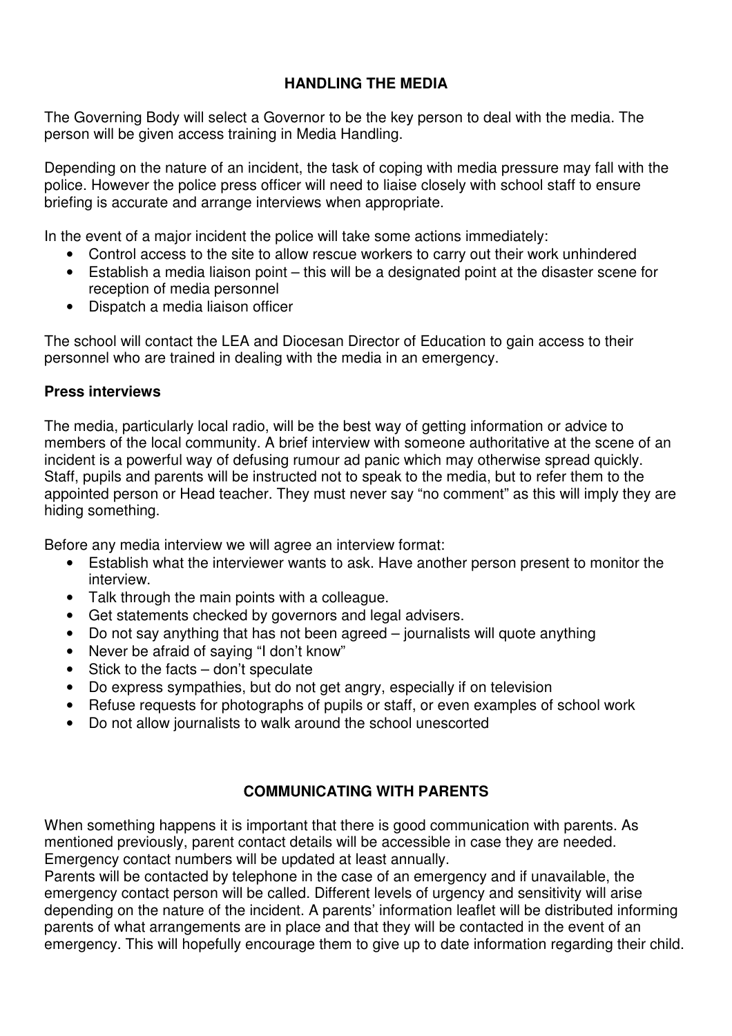## HANDLING THE MEDIA

The Governing Body will select a Governor to be the key person to deal with the media. The person will be given access training in Media Handling.

Depending on the nature of an incident, the task of coping with media pressure may fall with the police. However the police press officer will need to liaise closely with school staff to ensure briefing is accurate and arrange interviews when appropriate.

In the event of a major incident the police will take some actions immediately:

- Control access to the site to allow rescue workers to carry out their work unhindered
- Establish a media liaison point – this will be a designated point at the disaster scene for reception of media personnel
- Dispatch a media liaison officer

The school will contact the LEA and Diocesan Director of Education to gain access to their personnel who are trained in dealing with the media in an emergency.

### Press interviews

The media, particularly local radio, will be the best way of getting information or advice to members of the local community. A brief interview with someone authoritative at the scene of an incident is a powerful way of defusing rumour ad panic which may otherwise spread quickly. Staff, pupils and parents will be instructed not to speak to the media, but to refer them to the appointed person or Head teacher. They must never say "no comment" as this will imply they are hiding something.

Before any media interview we will agree an interview format:

- Establish what the interviewer wants to ask. Have another person present to monitor the interview.
- Talk through the main points with a colleague.
- Get statements checked by governors and legal advisers.
- Do not say anything that has not been agreed – journalists will quote anything
- Never be afraid of saying "I don't know"
- Stick to the facts – don't speculate
- Do express sympathies, but do not get angry, especially if on television
- Refuse requests for photographs of pupils or staff, or even examples of school work
- Do not allow journalists to walk around the school unescorted

## COMMUNICATING WITH PARENTS

When something happens it is important that there is good communication with parents. As mentioned previously, parent contact details will be accessible in case they are needed. Emergency contact numbers will be updated at least annually.
Parents will be contacted by telephone in the case of an emergency and if unavailable, the emergency contact person will be called. Different levels of urgency and sensitivity will arise depending on the nature of the incident. A parents' information leaflet will be distributed informing parents of what arrangements are in place and that they will be contacted in the event of an emergency. This will hopefully encourage them to give up to date information regarding their child.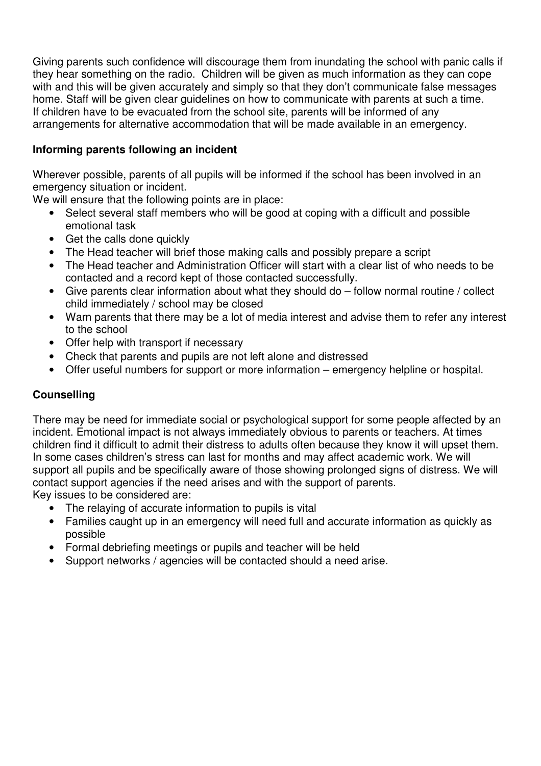Giving parents such confidence will discourage them from inundating the school with panic calls if they hear something on the radio. Children will be given as much information as they can cope with and this will be given accurately and simply so that they don't communicate false messages home. Staff will be given clear guidelines on how to communicate with parents at such a time. If children have to be evacuated from the school site, parents will be informed of any arrangements for alternative accommodation that will be made available in an emergency.

**Informing parents following an incident**

Wherever possible, parents of all pupils will be informed if the school has been involved in an emergency situation or incident.
We will ensure that the following points are in place:

- Select several staff members who will be good at coping with a difficult and possible emotional task
- Get the calls done quickly
- The Head teacher will brief those making calls and possibly prepare a script
- The Head teacher and Administration Officer will start with a clear list of who needs to be contacted and a record kept of those contacted successfully.
- Give parents clear information about what they should do – follow normal routine / collect child immediately / school may be closed
- Warn parents that there may be a lot of media interest and advise them to refer any interest to the school
- Offer help with transport if necessary
- Check that parents and pupils are not left alone and distressed
- Offer useful numbers for support or more information – emergency helpline or hospital.

**Counselling**

There may be need for immediate social or psychological support for some people affected by an incident. Emotional impact is not always immediately obvious to parents or teachers. At times children find it difficult to admit their distress to adults often because they know it will upset them. In some cases children's stress can last for months and may affect academic work. We will support all pupils and be specifically aware of those showing prolonged signs of distress. We will contact support agencies if the need arises and with the support of parents.
Key issues to be considered are:

- The relaying of accurate information to pupils is vital
- Families caught up in an emergency will need full and accurate information as quickly as possible
- Formal debriefing meetings or pupils and teacher will be held
- Support networks / agencies will be contacted should a need arise.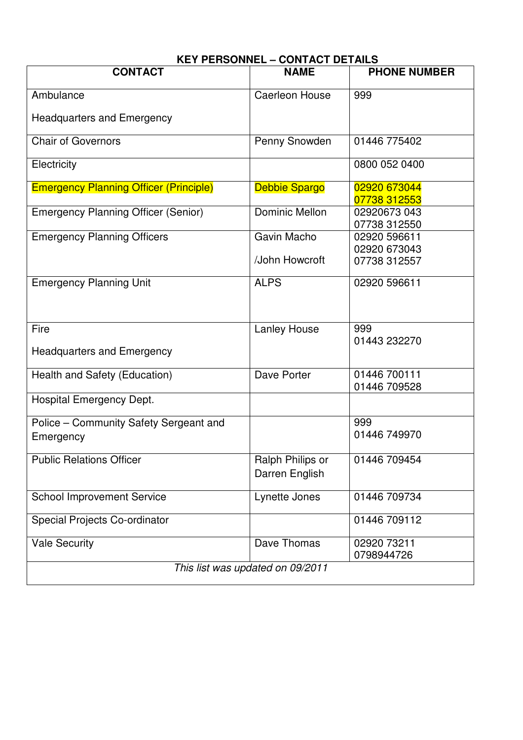## KEY PERSONNEL – CONTACT DETAILS

| CONTACT | NAME | PHONE NUMBER |
|---|---|---|
| Ambulance<br><br>Headquarters and Emergency | Caerleon House | 999 |
| Chair of Governors | Penny Snowden | 01446 775402 |
| Electricity | | 0800 052 0400 |
| Emergency Planning Officer (Principle) | Debbie Spargo | 02920 673044<br>07738 312553 |
| Emergency Planning Officer (Senior) | Dominic Mellon | 02920673 043<br>07738 312550 |
| Emergency Planning Officers | Gavin Macho<br><br>/John Howcroft | 02920 596611<br>02920 673043<br>07738 312557 |
| Emergency Planning Unit | ALPS | 02920 596611 |
| Fire<br><br>Headquarters and Emergency | Lanley House | 999<br>01443 232270 |
| Health and Safety (Education) | Dave Porter | 01446 700111<br>01446 709528 |
| Hospital Emergency Dept. | | |
| Police – Community Safety Sergeant and Emergency | | 999<br>01446 749970 |
| Public Relations Officer | Ralph Philips or Darren English | 01446 709454 |
| School Improvement Service | Lynette Jones | 01446 709734 |
| Special Projects Co-ordinator | | 01446 709112 |
| Vale Security | Dave Thomas | 02920 73211<br>0798944726 |
| *This list was updated on 09/2011* | | |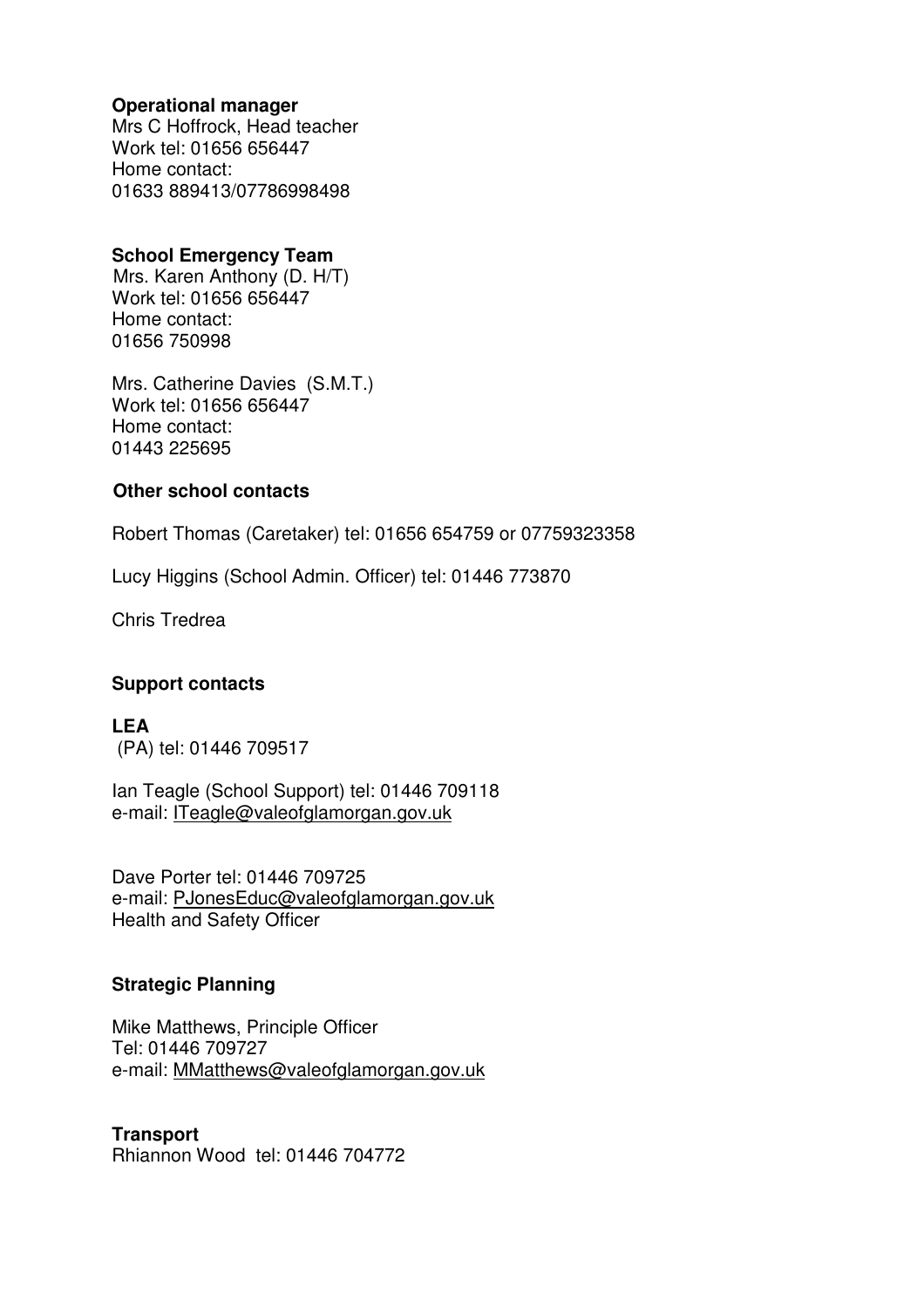**Operational manager**
Mrs C Hoffrock, Head teacher
Work tel: 01656 656447
Home contact:
01633 889413/07786998498

**School Emergency Team**
Mrs. Karen Anthony (D. H/T)
Work tel: 01656 656447
Home contact:
01656 750998

Mrs. Catherine Davies (S.M.T.)
Work tel: 01656 656447
Home contact:
01443 225695

**Other school contacts**

Robert Thomas (Caretaker) tel: 01656 654759 or 07759323358

Lucy Higgins (School Admin. Officer) tel: 01446 773870

Chris Tredrea

**Support contacts**

**LEA**
(PA) tel: 01446 709517

Ian Teagle (School Support) tel: 01446 709118
e-mail: ITeagle@valeofglamorgan.gov.uk

Dave Porter tel: 01446 709725
e-mail: PJonesEduc@valeofglamorgan.gov.uk
Health and Safety Officer

**Strategic Planning**

Mike Matthews, Principle Officer
Tel: 01446 709727
e-mail: MMatthews@valeofglamorgan.gov.uk

**Transport**
Rhiannon Wood tel: 01446 704772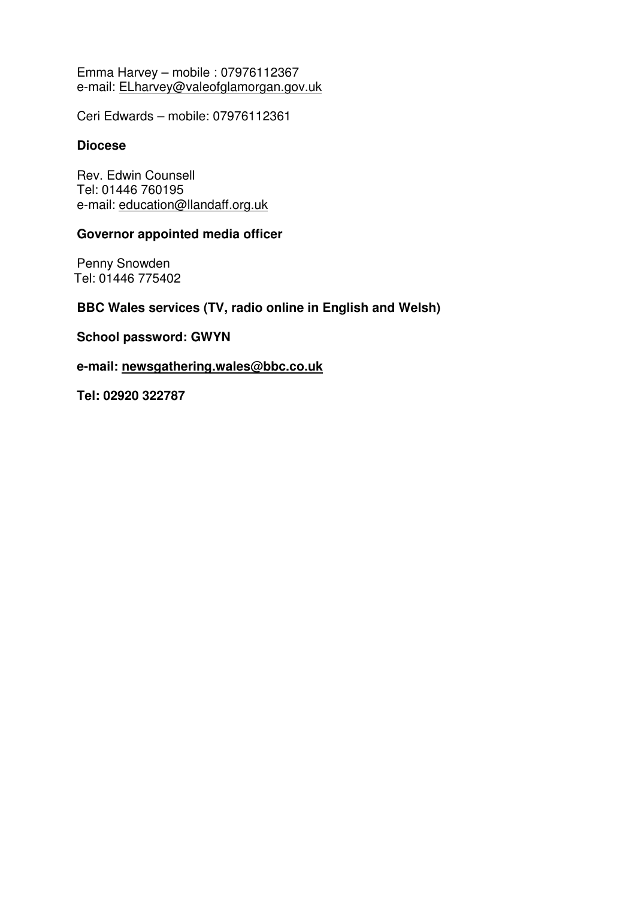Emma Harvey – mobile : 07976112367
e-mail: ELharvey@valeofglamorgan.gov.uk

Ceri Edwards – mobile: 07976112361

**Diocese**

Rev. Edwin Counsell
Tel: 01446 760195
e-mail: education@llandaff.org.uk

**Governor appointed media officer**

Penny Snowden
Tel: 01446 775402

**BBC Wales services (TV, radio online in English and Welsh)**

**School password: GWYN**

**e-mail: newsgathering.wales@bbc.co.uk**

**Tel: 02920 322787**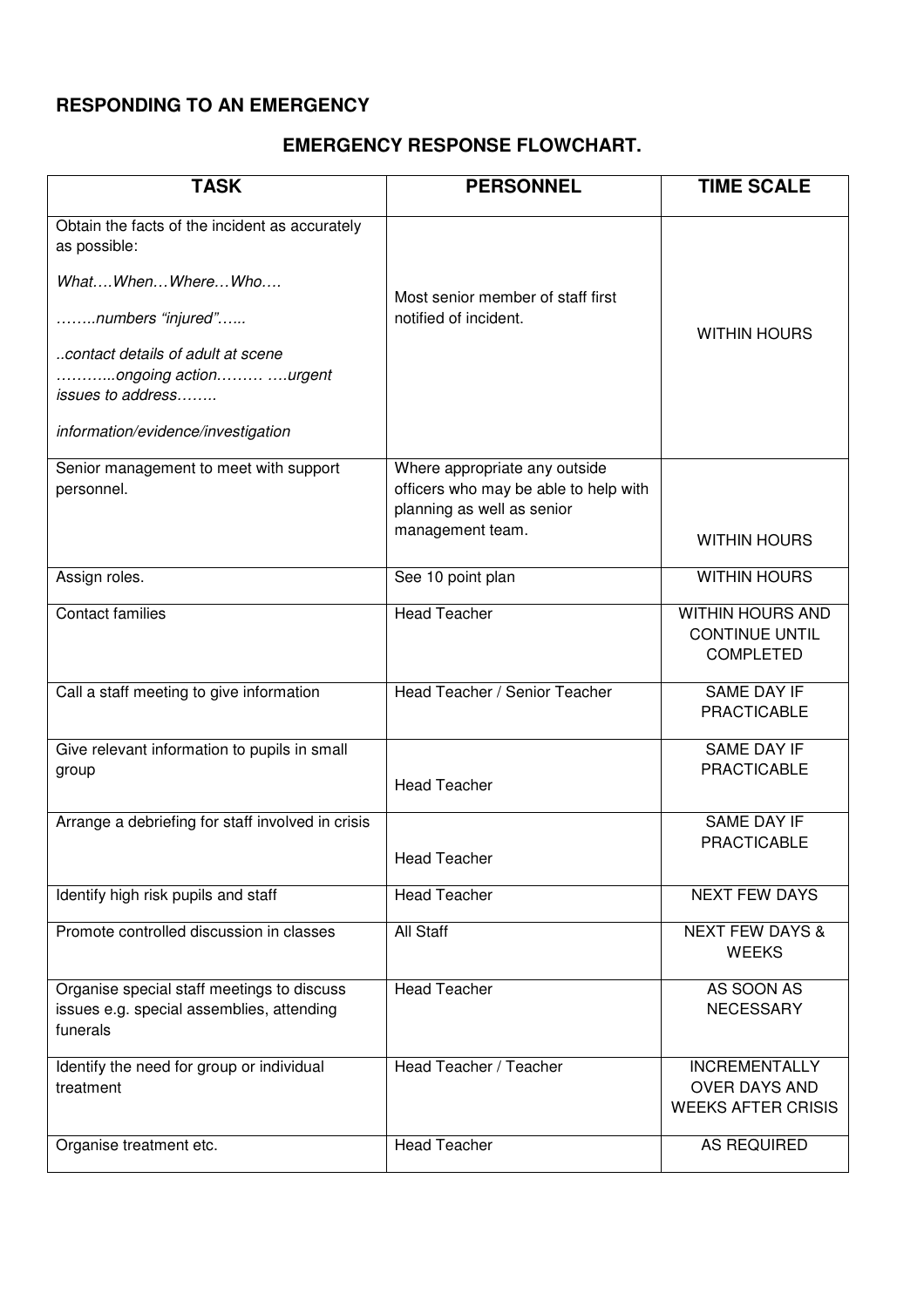## RESPONDING TO AN EMERGENCY

### EMERGENCY RESPONSE FLOWCHART.

| TASK | PERSONNEL | TIME SCALE |
|---|---|---|
| Obtain the facts of the incident as accurately as possible:<br><br>*What….When…Where…Who….*<br><br>*……..numbers "injured"…...*<br><br>*..contact details of adult at scene ………..ongoing action……… ….urgent issues to address……..*<br><br>*information/evidence/investigation* | Most senior member of staff first notified of incident. | WITHIN HOURS |
| Senior management to meet with support personnel. | Where appropriate any outside officers who may be able to help with planning as well as senior management team. | WITHIN HOURS |
| Assign roles. | See 10 point plan | WITHIN HOURS |
| Contact families | Head Teacher | WITHIN HOURS AND CONTINUE UNTIL COMPLETED |
| Call a staff meeting to give information | Head Teacher / Senior Teacher | SAME DAY IF PRACTICABLE |
| Give relevant information to pupils in small group | Head Teacher | SAME DAY IF PRACTICABLE |
| Arrange a debriefing for staff involved in crisis | Head Teacher | SAME DAY IF PRACTICABLE |
| Identify high risk pupils and staff | Head Teacher | NEXT FEW DAYS |
| Promote controlled discussion in classes | All Staff | NEXT FEW DAYS & WEEKS |
| Organise special staff meetings to discuss issues e.g. special assemblies, attending funerals | Head Teacher | AS SOON AS NECESSARY |
| Identify the need for group or individual treatment | Head Teacher / Teacher | INCREMENTALLY OVER DAYS AND WEEKS AFTER CRISIS |
| Organise treatment etc. | Head Teacher | AS REQUIRED |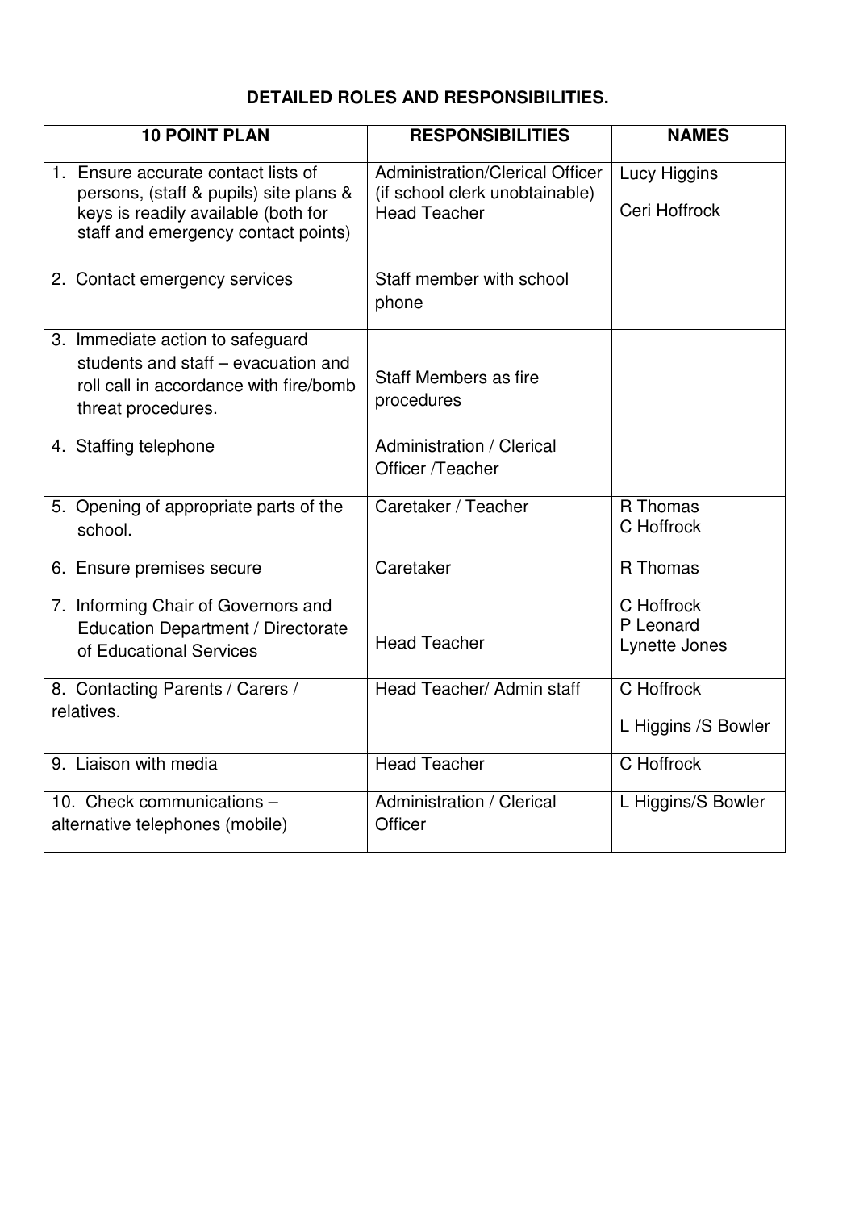## DETAILED ROLES AND RESPONSIBILITIES.

| 10 POINT PLAN | RESPONSIBILITIES | NAMES |
|---|---|---|
| 1. Ensure accurate contact lists of persons, (staff & pupils) site plans & keys is readily available (both for staff and emergency contact points) | Administration/Clerical Officer (if school clerk unobtainable) Head Teacher | Lucy Higgins<br>Ceri Hoffrock |
| 2. Contact emergency services | Staff member with school phone | |
| 3. Immediate action to safeguard students and staff – evacuation and roll call in accordance with fire/bomb threat procedures. | Staff Members as fire procedures | |
| 4. Staffing telephone | Administration / Clerical Officer /Teacher | |
| 5. Opening of appropriate parts of the school. | Caretaker / Teacher | R Thomas<br>C Hoffrock |
| 6. Ensure premises secure | Caretaker | R Thomas |
| 7. Informing Chair of Governors and Education Department / Directorate of Educational Services | Head Teacher | C Hoffrock<br>P Leonard<br>Lynette Jones |
| 8. Contacting Parents / Carers / relatives. | Head Teacher/ Admin staff | C Hoffrock<br>L Higgins /S Bowler |
| 9. Liaison with media | Head Teacher | C Hoffrock |
| 10. Check communications – alternative telephones (mobile) | Administration / Clerical Officer | L Higgins/S Bowler |